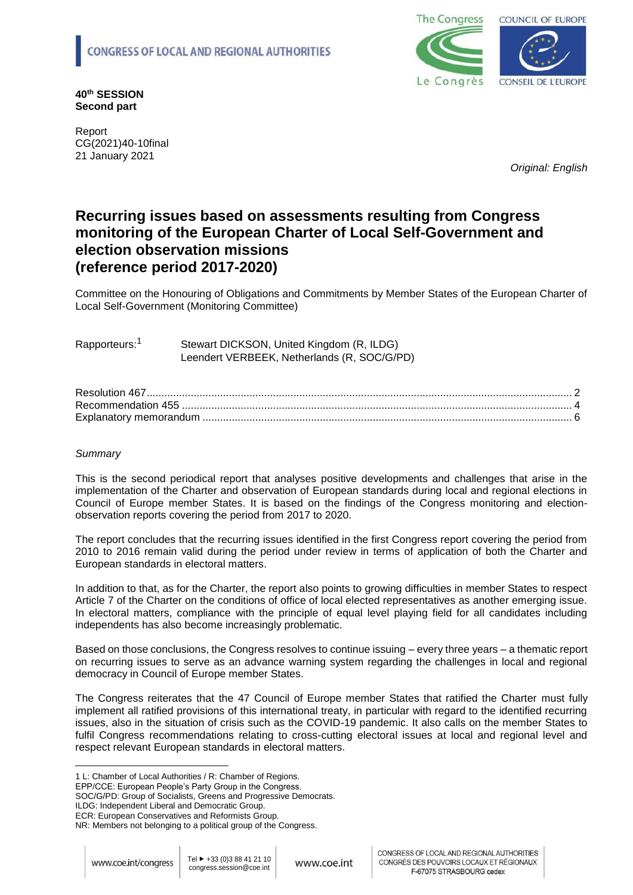CONGRESS OF LOCAL AND REGIONAL AUTHORITIES

**40th SESSION**
**Second part**

Report
CG(2021)40-10final
21 January 2021

*Original: English*

# Recurring issues based on assessments resulting from Congress monitoring of the European Charter of Local Self-Government and election observation missions (reference period 2017-2020)

Committee on the Honouring of Obligations and Commitments by Member States of the European Charter of Local Self-Government (Monitoring Committee)

Rapporteurs:[1] Stewart DICKSON, United Kingdom (R, ILDG)
Leendert VERBEEK, Netherlands (R, SOC/G/PD)

| | |
|---|---|
| Resolution 467 | 2 |
| Recommendation 455 | 4 |
| Explanatory memorandum | 6 |

*Summary*

This is the second periodical report that analyses positive developments and challenges that arise in the implementation of the Charter and observation of European standards during local and regional elections in Council of Europe member States. It is based on the findings of the Congress monitoring and election-observation reports covering the period from 2017 to 2020.

The report concludes that the recurring issues identified in the first Congress report covering the period from 2010 to 2016 remain valid during the period under review in terms of application of both the Charter and European standards in electoral matters.

In addition to that, as for the Charter, the report also points to growing difficulties in member States to respect Article 7 of the Charter on the conditions of office of local elected representatives as another emerging issue. In electoral matters, compliance with the principle of equal level playing field for all candidates including independents has also become increasingly problematic.

Based on those conclusions, the Congress resolves to continue issuing – every three years – a thematic report on recurring issues to serve as an advance warning system regarding the challenges in local and regional democracy in Council of Europe member States.

The Congress reiterates that the 47 Council of Europe member States that ratified the Charter must fully implement all ratified provisions of this international treaty, in particular with regard to the identified recurring issues, also in the situation of crisis such as the COVID-19 pandemic. It also calls on the member States to fulfil Congress recommendations relating to cross-cutting electoral issues at local and regional level and respect relevant European standards in electoral matters.

---

1 L: Chamber of Local Authorities / R: Chamber of Regions.
EPP/CCE: European People's Party Group in the Congress.
SOC/G/PD: Group of Socialists, Greens and Progressive Democrats.
ILDG: Independent Liberal and Democratic Group.
ECR: European Conservatives and Reformists Group.
NR: Members not belonging to a political group of the Congress.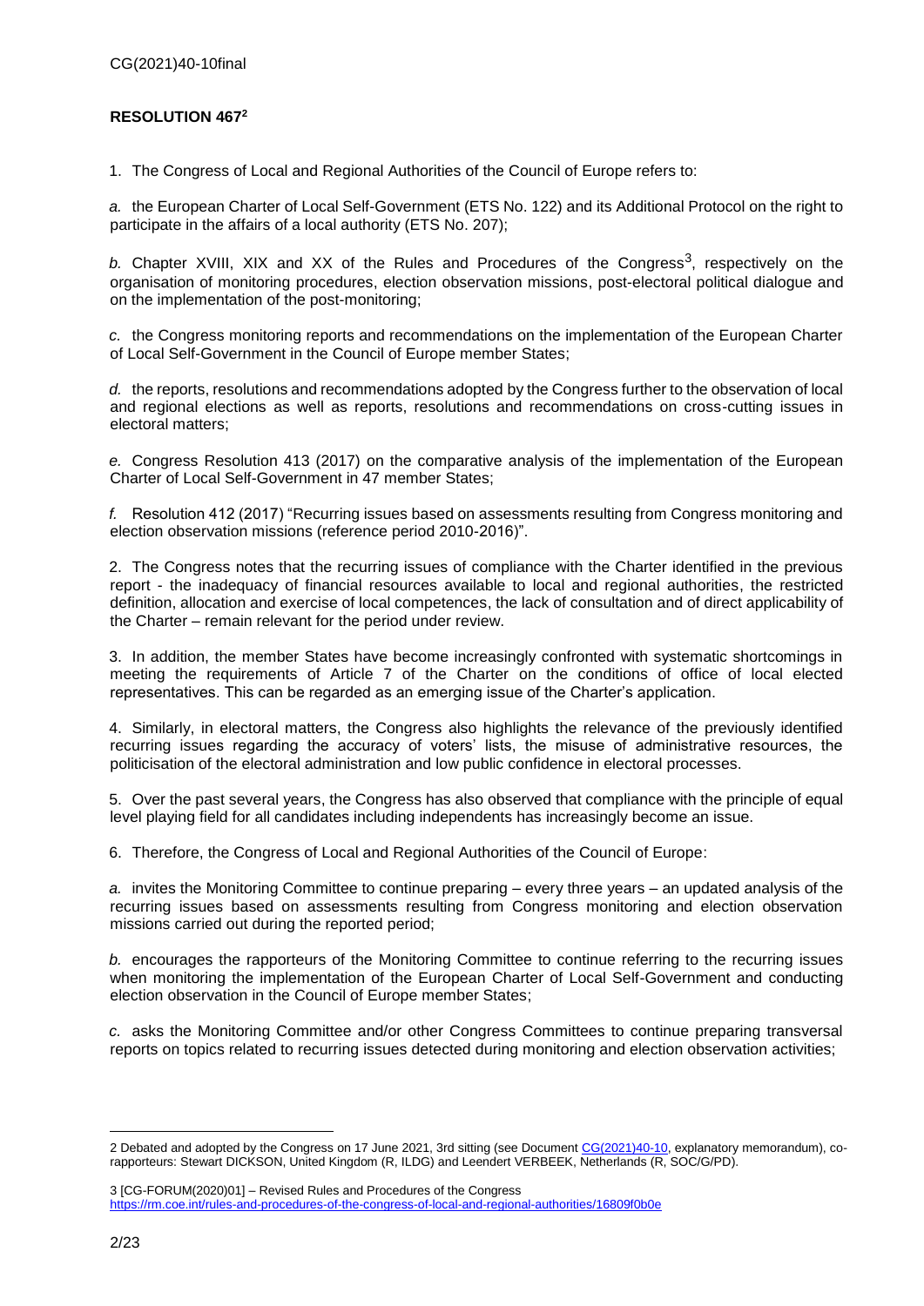**RESOLUTION 467[2]**

1. The Congress of Local and Regional Authorities of the Council of Europe refers to:

*a.* the European Charter of Local Self-Government (ETS No. 122) and its Additional Protocol on the right to participate in the affairs of a local authority (ETS No. 207);

*b.* Chapter XVIII, XIX and XX of the Rules and Procedures of the Congress[3], respectively on the organisation of monitoring procedures, election observation missions, post-electoral political dialogue and on the implementation of the post-monitoring;

*c.* the Congress monitoring reports and recommendations on the implementation of the European Charter of Local Self-Government in the Council of Europe member States;

*d.* the reports, resolutions and recommendations adopted by the Congress further to the observation of local and regional elections as well as reports, resolutions and recommendations on cross-cutting issues in electoral matters;

*e.* Congress Resolution 413 (2017) on the comparative analysis of the implementation of the European Charter of Local Self-Government in 47 member States;

*f.* Resolution 412 (2017) "Recurring issues based on assessments resulting from Congress monitoring and election observation missions (reference period 2010-2016)".

2. The Congress notes that the recurring issues of compliance with the Charter identified in the previous report - the inadequacy of financial resources available to local and regional authorities, the restricted definition, allocation and exercise of local competences, the lack of consultation and of direct applicability of the Charter – remain relevant for the period under review.

3. In addition, the member States have become increasingly confronted with systematic shortcomings in meeting the requirements of Article 7 of the Charter on the conditions of office of local elected representatives. This can be regarded as an emerging issue of the Charter's application.

4. Similarly, in electoral matters, the Congress also highlights the relevance of the previously identified recurring issues regarding the accuracy of voters' lists, the misuse of administrative resources, the politicisation of the electoral administration and low public confidence in electoral processes.

5. Over the past several years, the Congress has also observed that compliance with the principle of equal level playing field for all candidates including independents has increasingly become an issue.

6. Therefore, the Congress of Local and Regional Authorities of the Council of Europe:

*a.* invites the Monitoring Committee to continue preparing – every three years – an updated analysis of the recurring issues based on assessments resulting from Congress monitoring and election observation missions carried out during the reported period;

*b.* encourages the rapporteurs of the Monitoring Committee to continue referring to the recurring issues when monitoring the implementation of the European Charter of Local Self-Government and conducting election observation in the Council of Europe member States;

*c.* asks the Monitoring Committee and/or other Congress Committees to continue preparing transversal reports on topics related to recurring issues detected during monitoring and election observation activities;

---

2 Debated and adopted by the Congress on 17 June 2021, 3rd sitting (see Document CG(2021)40-10, explanatory memorandum), co-rapporteurs: Stewart DICKSON, United Kingdom (R, ILDG) and Leendert VERBEEK, Netherlands (R, SOC/G/PD).

3 [CG-FORUM(2020)01] – Revised Rules and Procedures of the Congress
https://rm.coe.int/rules-and-procedures-of-the-congress-of-local-and-regional-authorities/16809f0b0e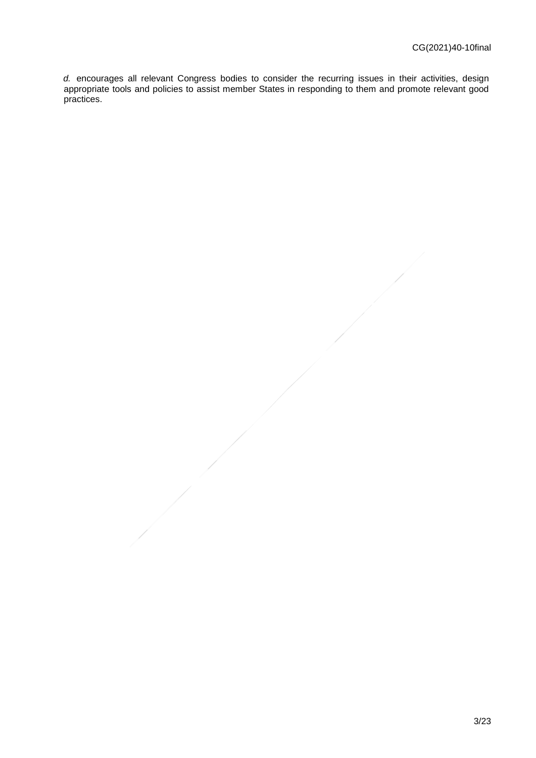*d.* encourages all relevant Congress bodies to consider the recurring issues in their activities, design appropriate tools and policies to assist member States in responding to them and promote relevant good practices.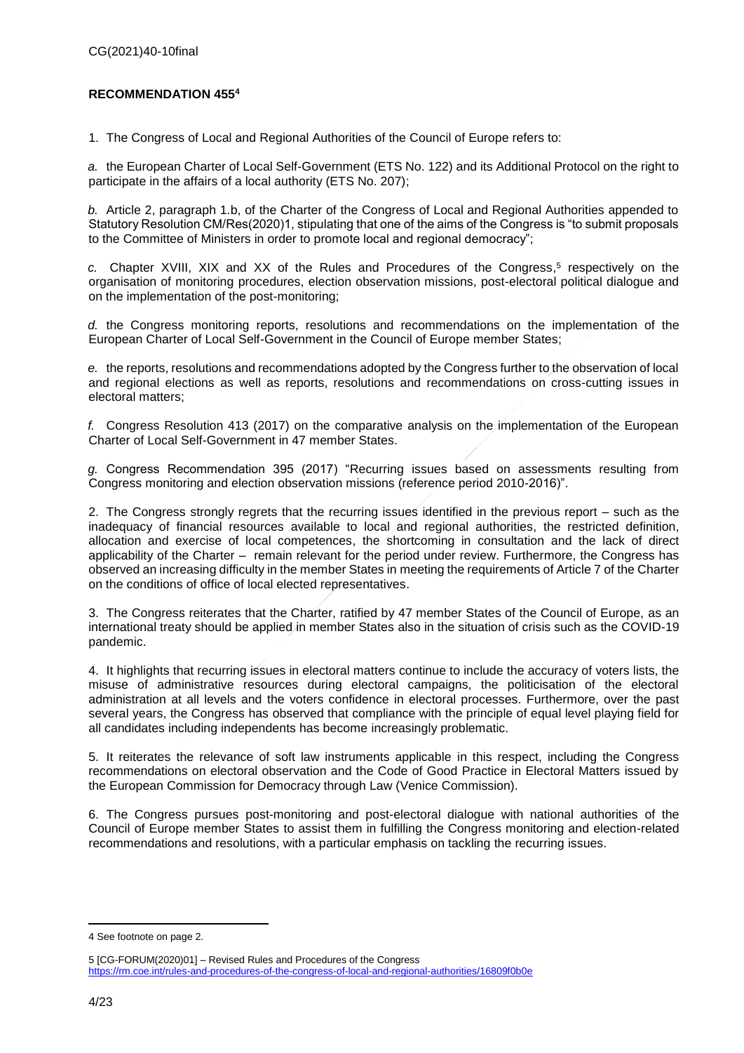**RECOMMENDATION 455**[4]

1. The Congress of Local and Regional Authorities of the Council of Europe refers to:

*a.* the European Charter of Local Self-Government (ETS No. 122) and its Additional Protocol on the right to participate in the affairs of a local authority (ETS No. 207);

*b.* Article 2, paragraph 1.b, of the Charter of the Congress of Local and Regional Authorities appended to Statutory Resolution CM/Res(2020)1, stipulating that one of the aims of the Congress is "to submit proposals to the Committee of Ministers in order to promote local and regional democracy";

*c.* Chapter XVIII, XIX and XX of the Rules and Procedures of the Congress,[5] respectively on the organisation of monitoring procedures, election observation missions, post-electoral political dialogue and on the implementation of the post-monitoring;

*d.* the Congress monitoring reports, resolutions and recommendations on the implementation of the European Charter of Local Self-Government in the Council of Europe member States;

*e.* the reports, resolutions and recommendations adopted by the Congress further to the observation of local and regional elections as well as reports, resolutions and recommendations on cross-cutting issues in electoral matters;

*f.* Congress Resolution 413 (2017) on the comparative analysis on the implementation of the European Charter of Local Self-Government in 47 member States.

*g.* Congress Recommendation 395 (2017) "Recurring issues based on assessments resulting from Congress monitoring and election observation missions (reference period 2010-2016)".

2. The Congress strongly regrets that the recurring issues identified in the previous report – such as the inadequacy of financial resources available to local and regional authorities, the restricted definition, allocation and exercise of local competences, the shortcoming in consultation and the lack of direct applicability of the Charter – remain relevant for the period under review. Furthermore, the Congress has observed an increasing difficulty in the member States in meeting the requirements of Article 7 of the Charter on the conditions of office of local elected representatives.

3. The Congress reiterates that the Charter, ratified by 47 member States of the Council of Europe, as an international treaty should be applied in member States also in the situation of crisis such as the COVID-19 pandemic.

4. It highlights that recurring issues in electoral matters continue to include the accuracy of voters lists, the misuse of administrative resources during electoral campaigns, the politicisation of the electoral administration at all levels and the voters confidence in electoral processes. Furthermore, over the past several years, the Congress has observed that compliance with the principle of equal level playing field for all candidates including independents has become increasingly problematic.

5. It reiterates the relevance of soft law instruments applicable in this respect, including the Congress recommendations on electoral observation and the Code of Good Practice in Electoral Matters issued by the European Commission for Democracy through Law (Venice Commission).

6. The Congress pursues post-monitoring and post-electoral dialogue with national authorities of the Council of Europe member States to assist them in fulfilling the Congress monitoring and election-related recommendations and resolutions, with a particular emphasis on tackling the recurring issues.

---

4 See footnote on page 2.

5 [CG-FORUM(2020)01] – Revised Rules and Procedures of the Congress https://rm.coe.int/rules-and-procedures-of-the-congress-of-local-and-regional-authorities/16809f0b0e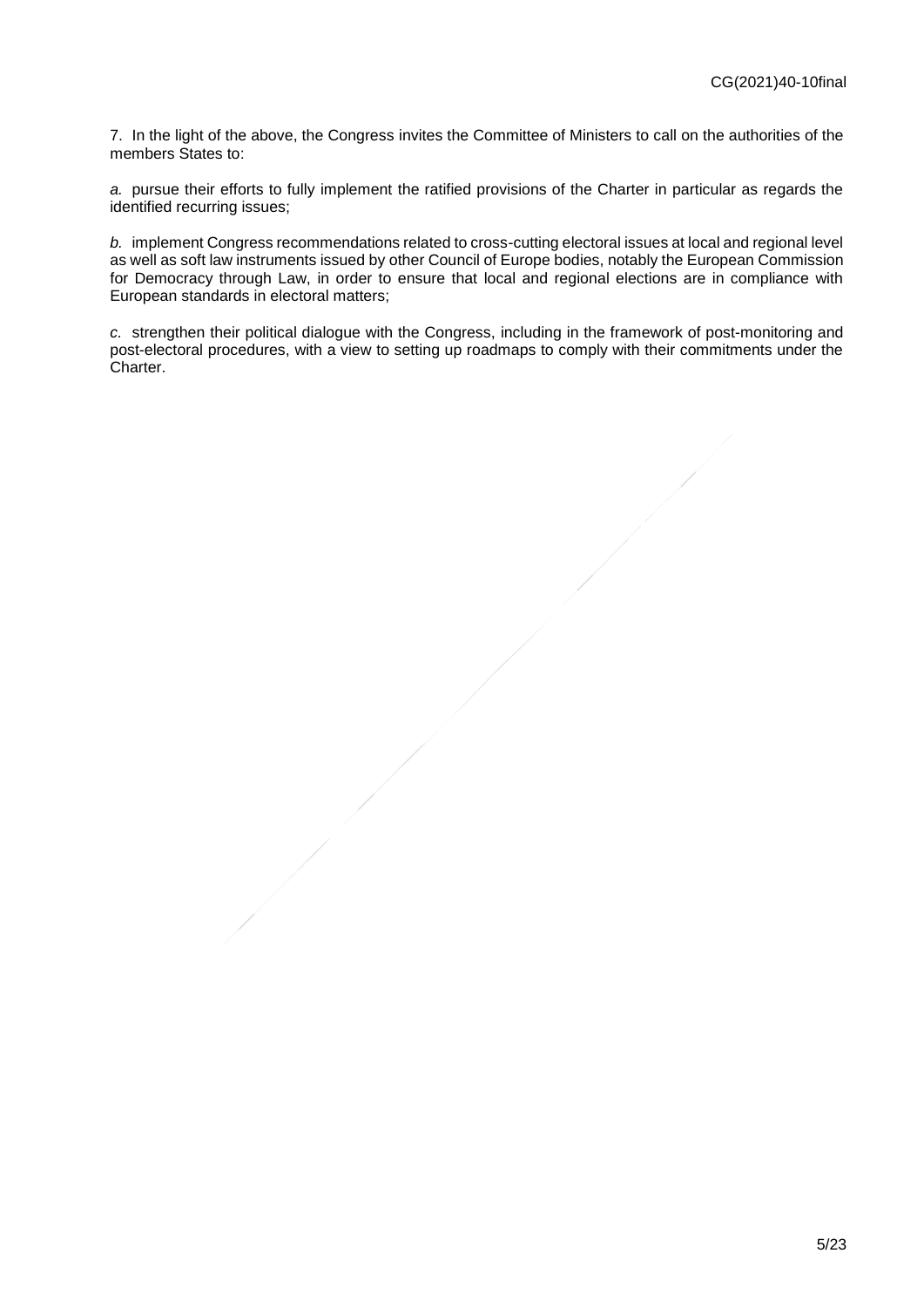7. In the light of the above, the Congress invites the Committee of Ministers to call on the authorities of the members States to:

*a.* pursue their efforts to fully implement the ratified provisions of the Charter in particular as regards the identified recurring issues;

*b.* implement Congress recommendations related to cross-cutting electoral issues at local and regional level as well as soft law instruments issued by other Council of Europe bodies, notably the European Commission for Democracy through Law, in order to ensure that local and regional elections are in compliance with European standards in electoral matters;

*c.* strengthen their political dialogue with the Congress, including in the framework of post-monitoring and post-electoral procedures, with a view to setting up roadmaps to comply with their commitments under the Charter.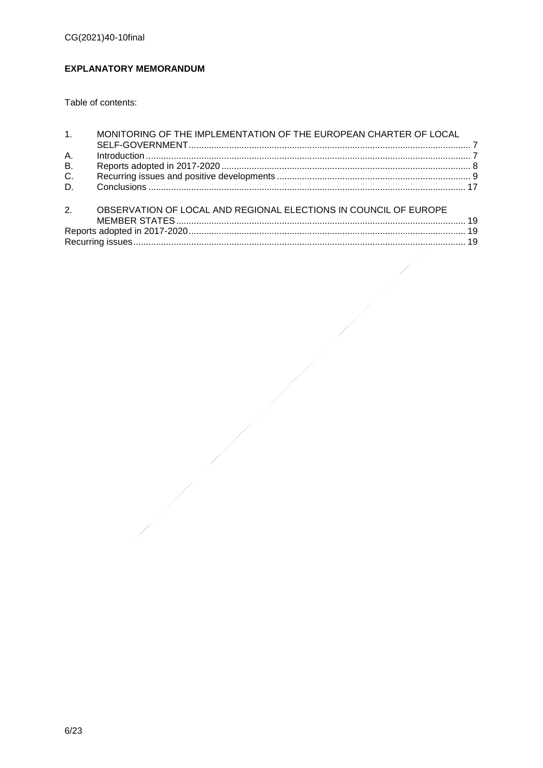# EXPLANATORY MEMORANDUM

Table of contents:

1. MONITORING OF THE IMPLEMENTATION OF THE EUROPEAN CHARTER OF LOCAL SELF-GOVERNMENT ........ 7
   - A. Introduction ........ 7
   - B. Reports adopted in 2017-2020 ........ 8
   - C. Recurring issues and positive developments ........ 9
   - D. Conclusions ........ 17
2. OBSERVATION OF LOCAL AND REGIONAL ELECTIONS IN COUNCIL OF EUROPE MEMBER STATES ........ 19

Reports adopted in 2017-2020 ........ 19

Recurring issues ........ 19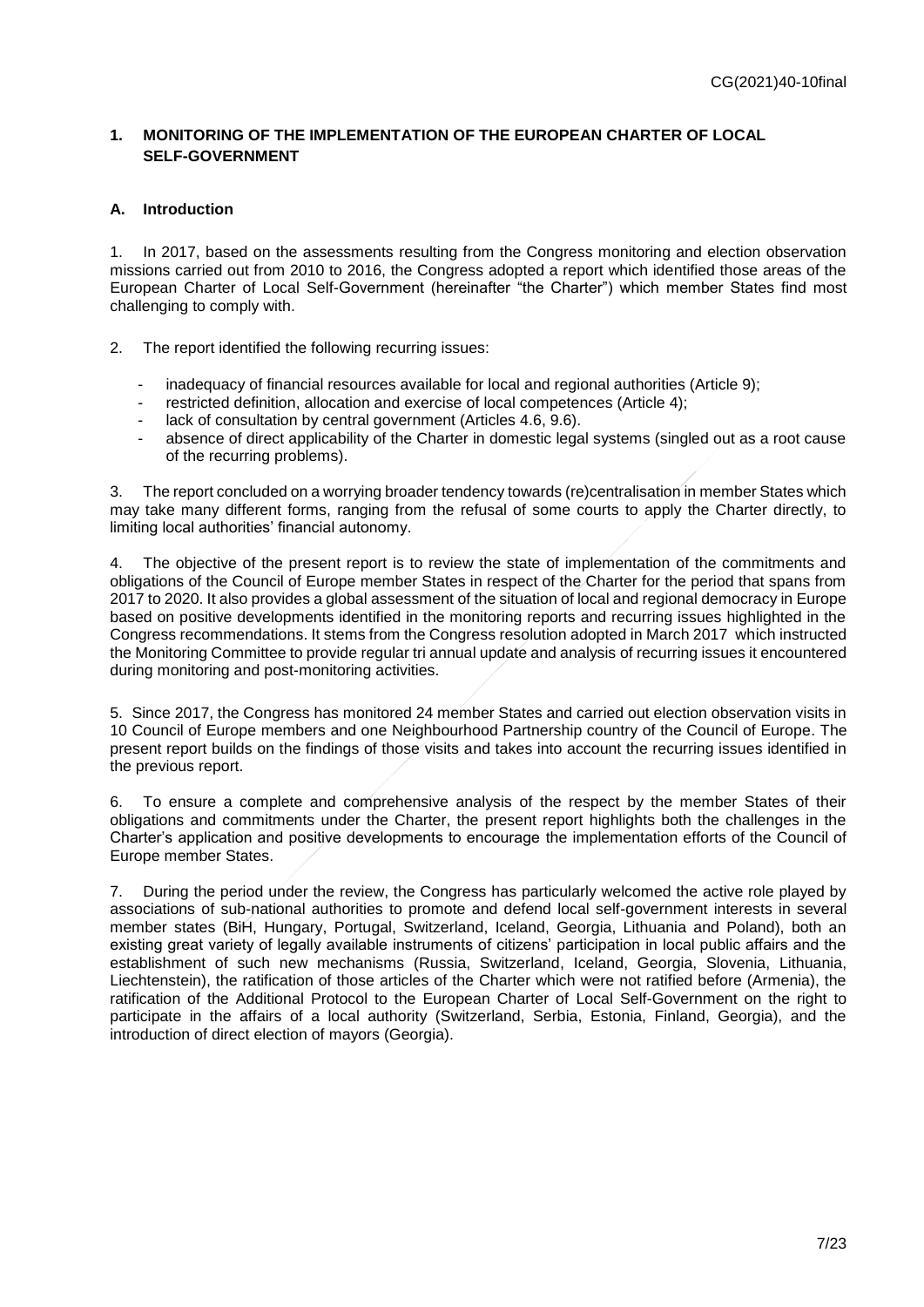## 1. MONITORING OF THE IMPLEMENTATION OF THE EUROPEAN CHARTER OF LOCAL SELF-GOVERNMENT

### A. Introduction

1. In 2017, based on the assessments resulting from the Congress monitoring and election observation missions carried out from 2010 to 2016, the Congress adopted a report which identified those areas of the European Charter of Local Self-Government (hereinafter "the Charter") which member States find most challenging to comply with.

2. The report identified the following recurring issues:

- inadequacy of financial resources available for local and regional authorities (Article 9);
- restricted definition, allocation and exercise of local competences (Article 4);
- lack of consultation by central government (Articles 4.6, 9.6).
- absence of direct applicability of the Charter in domestic legal systems (singled out as a root cause of the recurring problems).

3. The report concluded on a worrying broader tendency towards (re)centralisation in member States which may take many different forms, ranging from the refusal of some courts to apply the Charter directly, to limiting local authorities' financial autonomy.

4. The objective of the present report is to review the state of implementation of the commitments and obligations of the Council of Europe member States in respect of the Charter for the period that spans from 2017 to 2020. It also provides a global assessment of the situation of local and regional democracy in Europe based on positive developments identified in the monitoring reports and recurring issues highlighted in the Congress recommendations. It stems from the Congress resolution adopted in March 2017 which instructed the Monitoring Committee to provide regular tri annual update and analysis of recurring issues it encountered during monitoring and post-monitoring activities.

5. Since 2017, the Congress has monitored 24 member States and carried out election observation visits in 10 Council of Europe members and one Neighbourhood Partnership country of the Council of Europe. The present report builds on the findings of those visits and takes into account the recurring issues identified in the previous report.

6. To ensure a complete and comprehensive analysis of the respect by the member States of their obligations and commitments under the Charter, the present report highlights both the challenges in the Charter's application and positive developments to encourage the implementation efforts of the Council of Europe member States.

7. During the period under the review, the Congress has particularly welcomed the active role played by associations of sub-national authorities to promote and defend local self-government interests in several member states (BiH, Hungary, Portugal, Switzerland, Iceland, Georgia, Lithuania and Poland), both an existing great variety of legally available instruments of citizens' participation in local public affairs and the establishment of such new mechanisms (Russia, Switzerland, Iceland, Georgia, Slovenia, Lithuania, Liechtenstein), the ratification of those articles of the Charter which were not ratified before (Armenia), the ratification of the Additional Protocol to the European Charter of Local Self-Government on the right to participate in the affairs of a local authority (Switzerland, Serbia, Estonia, Finland, Georgia), and the introduction of direct election of mayors (Georgia).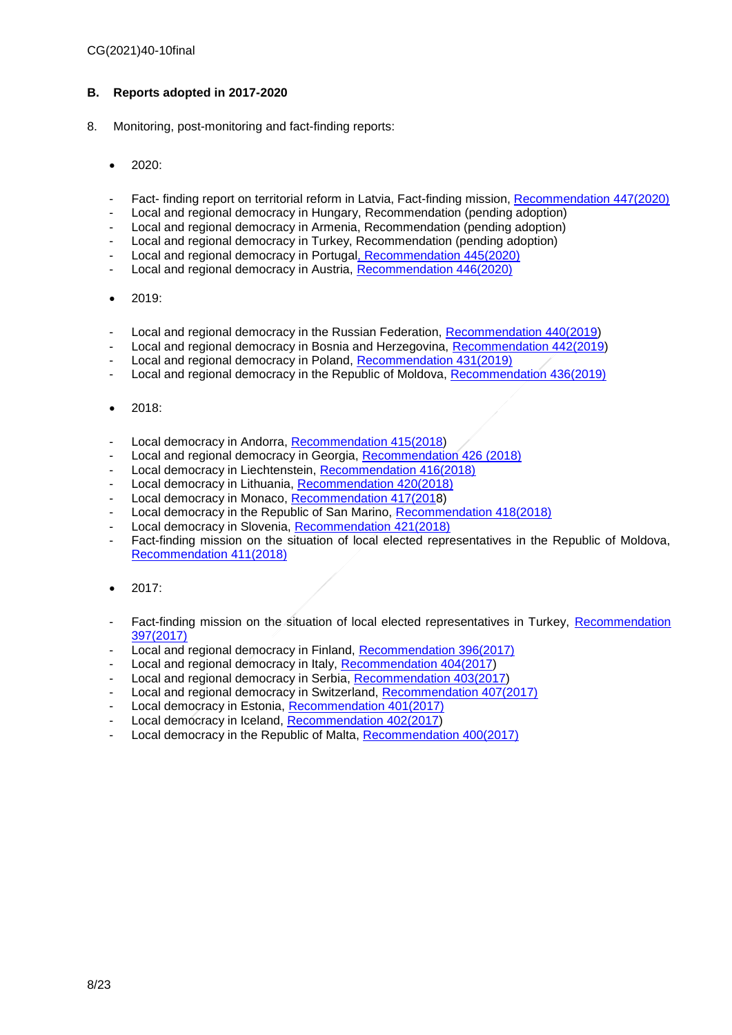## B. Reports adopted in 2017-2020

8. Monitoring, post-monitoring and fact-finding reports:

- 2020:

  - Fact- finding report on territorial reform in Latvia, Fact-finding mission, Recommendation 447(2020)
  - Local and regional democracy in Hungary, Recommendation (pending adoption)
  - Local and regional democracy in Armenia, Recommendation (pending adoption)
  - Local and regional democracy in Turkey, Recommendation (pending adoption)
  - Local and regional democracy in Portugal, Recommendation 445(2020)
  - Local and regional democracy in Austria, Recommendation 446(2020)

- 2019:

  - Local and regional democracy in the Russian Federation, Recommendation 440(2019)
  - Local and regional democracy in Bosnia and Herzegovina, Recommendation 442(2019)
  - Local and regional democracy in Poland, Recommendation 431(2019)
  - Local and regional democracy in the Republic of Moldova, Recommendation 436(2019)

- 2018:

  - Local democracy in Andorra, Recommendation 415(2018)
  - Local and regional democracy in Georgia, Recommendation 426 (2018)
  - Local democracy in Liechtenstein, Recommendation 416(2018)
  - Local democracy in Lithuania, Recommendation 420(2018)
  - Local democracy in Monaco, Recommendation 417(2018)
  - Local democracy in the Republic of San Marino, Recommendation 418(2018)
  - Local democracy in Slovenia, Recommendation 421(2018)
  - Fact-finding mission on the situation of local elected representatives in the Republic of Moldova, Recommendation 411(2018)

- 2017:

  - Fact-finding mission on the situation of local elected representatives in Turkey, Recommendation 397(2017)
  - Local and regional democracy in Finland, Recommendation 396(2017)
  - Local and regional democracy in Italy, Recommendation 404(2017)
  - Local and regional democracy in Serbia, Recommendation 403(2017)
  - Local and regional democracy in Switzerland, Recommendation 407(2017)
  - Local democracy in Estonia, Recommendation 401(2017)
  - Local democracy in Iceland, Recommendation 402(2017)
  - Local democracy in the Republic of Malta, Recommendation 400(2017)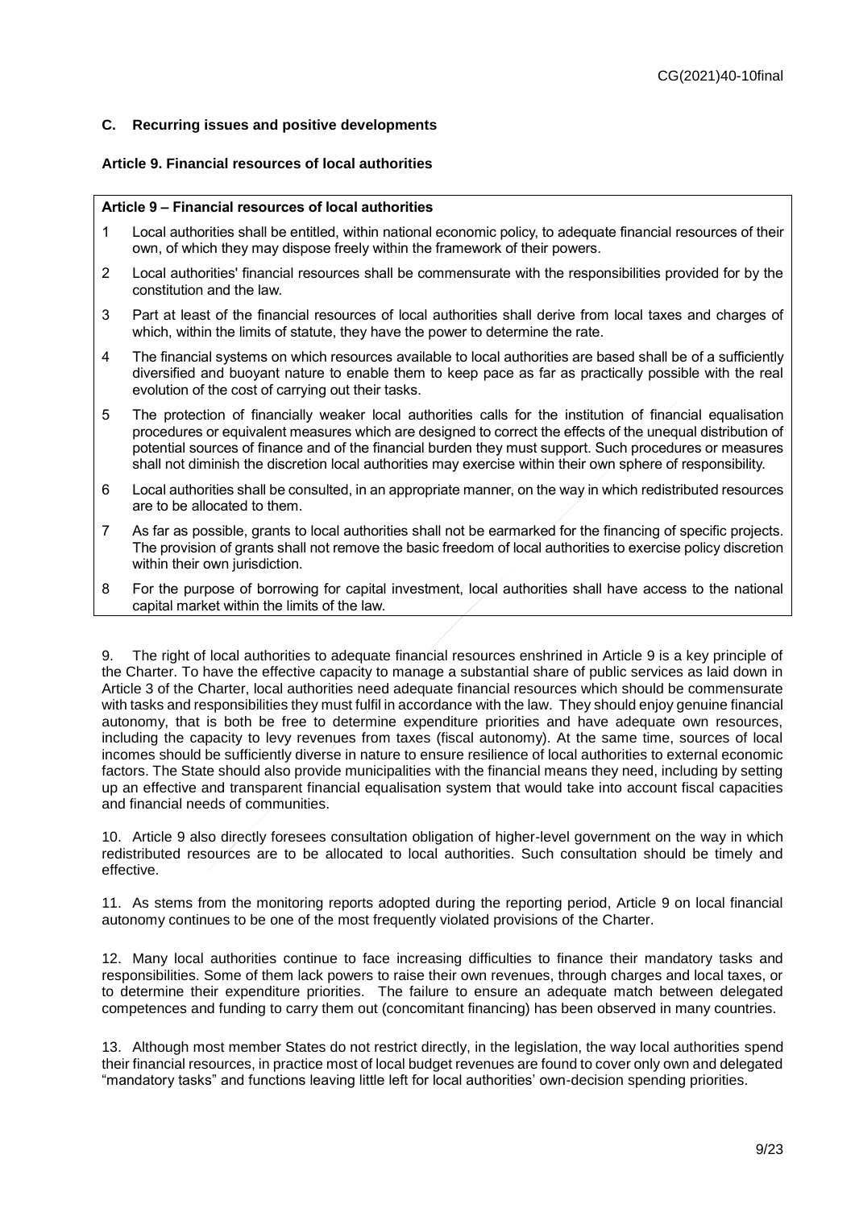### C. Recurring issues and positive developments

#### Article 9. Financial resources of local authorities

**Article 9 – Financial resources of local authorities**

1. Local authorities shall be entitled, within national economic policy, to adequate financial resources of their own, of which they may dispose freely within the framework of their powers.
2. Local authorities' financial resources shall be commensurate with the responsibilities provided for by the constitution and the law.
3. Part at least of the financial resources of local authorities shall derive from local taxes and charges of which, within the limits of statute, they have the power to determine the rate.
4. The financial systems on which resources available to local authorities are based shall be of a sufficiently diversified and buoyant nature to enable them to keep pace as far as practically possible with the real evolution of the cost of carrying out their tasks.
5. The protection of financially weaker local authorities calls for the institution of financial equalisation procedures or equivalent measures which are designed to correct the effects of the unequal distribution of potential sources of finance and of the financial burden they must support. Such procedures or measures shall not diminish the discretion local authorities may exercise within their own sphere of responsibility.
6. Local authorities shall be consulted, in an appropriate manner, on the way in which redistributed resources are to be allocated to them.
7. As far as possible, grants to local authorities shall not be earmarked for the financing of specific projects. The provision of grants shall not remove the basic freedom of local authorities to exercise policy discretion within their own jurisdiction.
8. For the purpose of borrowing for capital investment, local authorities shall have access to the national capital market within the limits of the law.

9. The right of local authorities to adequate financial resources enshrined in Article 9 is a key principle of the Charter. To have the effective capacity to manage a substantial share of public services as laid down in Article 3 of the Charter, local authorities need adequate financial resources which should be commensurate with tasks and responsibilities they must fulfil in accordance with the law. They should enjoy genuine financial autonomy, that is both be free to determine expenditure priorities and have adequate own resources, including the capacity to levy revenues from taxes (fiscal autonomy). At the same time, sources of local incomes should be sufficiently diverse in nature to ensure resilience of local authorities to external economic factors. The State should also provide municipalities with the financial means they need, including by setting up an effective and transparent financial equalisation system that would take into account fiscal capacities and financial needs of communities.

10. Article 9 also directly foresees consultation obligation of higher-level government on the way in which redistributed resources are to be allocated to local authorities. Such consultation should be timely and effective.

11. As stems from the monitoring reports adopted during the reporting period, Article 9 on local financial autonomy continues to be one of the most frequently violated provisions of the Charter.

12. Many local authorities continue to face increasing difficulties to finance their mandatory tasks and responsibilities. Some of them lack powers to raise their own revenues, through charges and local taxes, or to determine their expenditure priorities. The failure to ensure an adequate match between delegated competences and funding to carry them out (concomitant financing) has been observed in many countries.

13. Although most member States do not restrict directly, in the legislation, the way local authorities spend their financial resources, in practice most of local budget revenues are found to cover only own and delegated "mandatory tasks" and functions leaving little left for local authorities' own-decision spending priorities.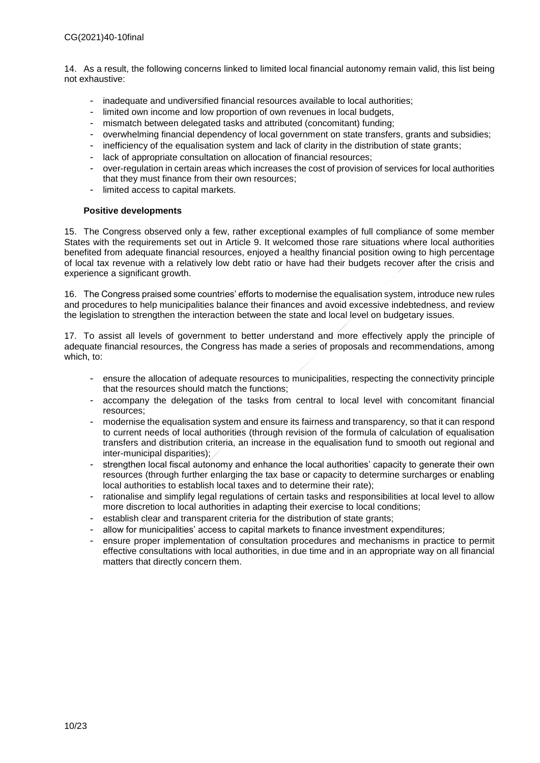14. As a result, the following concerns linked to limited local financial autonomy remain valid, this list being not exhaustive:

- inadequate and undiversified financial resources available to local authorities;
- limited own income and low proportion of own revenues in local budgets,
- mismatch between delegated tasks and attributed (concomitant) funding;
- overwhelming financial dependency of local government on state transfers, grants and subsidies;
- inefficiency of the equalisation system and lack of clarity in the distribution of state grants;
- lack of appropriate consultation on allocation of financial resources;
- over-regulation in certain areas which increases the cost of provision of services for local authorities that they must finance from their own resources;
- limited access to capital markets.

**Positive developments**

15. The Congress observed only a few, rather exceptional examples of full compliance of some member States with the requirements set out in Article 9. It welcomed those rare situations where local authorities benefited from adequate financial resources, enjoyed a healthy financial position owing to high percentage of local tax revenue with a relatively low debt ratio or have had their budgets recover after the crisis and experience a significant growth.

16. The Congress praised some countries' efforts to modernise the equalisation system, introduce new rules and procedures to help municipalities balance their finances and avoid excessive indebtedness, and review the legislation to strengthen the interaction between the state and local level on budgetary issues.

17. To assist all levels of government to better understand and more effectively apply the principle of adequate financial resources, the Congress has made a series of proposals and recommendations, among which, to:

- ensure the allocation of adequate resources to municipalities, respecting the connectivity principle that the resources should match the functions;
- accompany the delegation of the tasks from central to local level with concomitant financial resources;
- modernise the equalisation system and ensure its fairness and transparency, so that it can respond to current needs of local authorities (through revision of the formula of calculation of equalisation transfers and distribution criteria, an increase in the equalisation fund to smooth out regional and inter-municipal disparities);
- strengthen local fiscal autonomy and enhance the local authorities' capacity to generate their own resources (through further enlarging the tax base or capacity to determine surcharges or enabling local authorities to establish local taxes and to determine their rate);
- rationalise and simplify legal regulations of certain tasks and responsibilities at local level to allow more discretion to local authorities in adapting their exercise to local conditions;
- establish clear and transparent criteria for the distribution of state grants;
- allow for municipalities' access to capital markets to finance investment expenditures;
- ensure proper implementation of consultation procedures and mechanisms in practice to permit effective consultations with local authorities, in due time and in an appropriate way on all financial matters that directly concern them.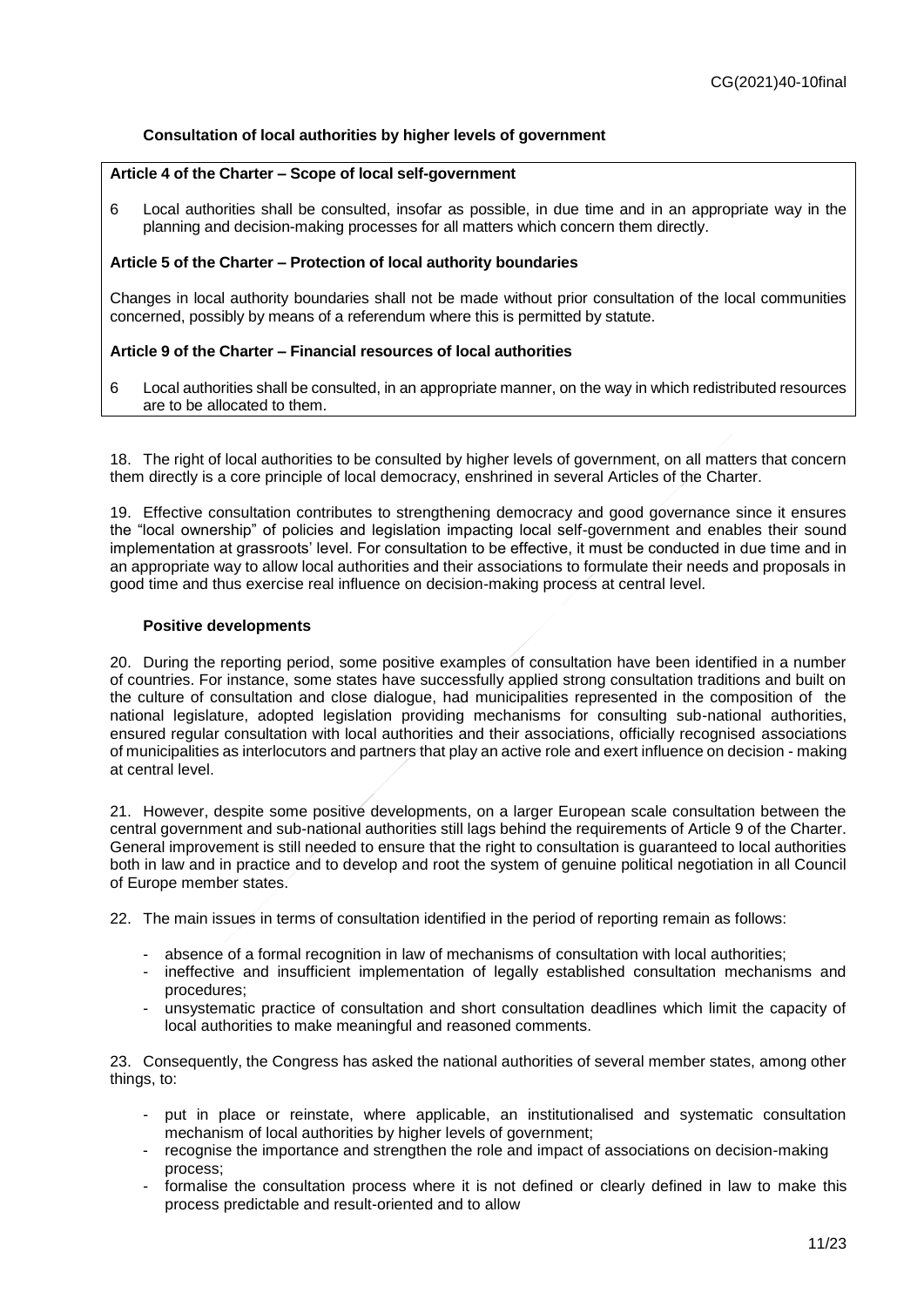### Consultation of local authorities by higher levels of government

**Article 4 of the Charter – Scope of local self-government**

6 Local authorities shall be consulted, insofar as possible, in due time and in an appropriate way in the planning and decision-making processes for all matters which concern them directly.

**Article 5 of the Charter – Protection of local authority boundaries**

Changes in local authority boundaries shall not be made without prior consultation of the local communities concerned, possibly by means of a referendum where this is permitted by statute.

**Article 9 of the Charter – Financial resources of local authorities**

6 Local authorities shall be consulted, in an appropriate manner, on the way in which redistributed resources are to be allocated to them.

18. The right of local authorities to be consulted by higher levels of government, on all matters that concern them directly is a core principle of local democracy, enshrined in several Articles of the Charter.

19. Effective consultation contributes to strengthening democracy and good governance since it ensures the "local ownership" of policies and legislation impacting local self-government and enables their sound implementation at grassroots' level. For consultation to be effective, it must be conducted in due time and in an appropriate way to allow local authorities and their associations to formulate their needs and proposals in good time and thus exercise real influence on decision-making process at central level.

#### Positive developments

20. During the reporting period, some positive examples of consultation have been identified in a number of countries. For instance, some states have successfully applied strong consultation traditions and built on the culture of consultation and close dialogue, had municipalities represented in the composition of the national legislature, adopted legislation providing mechanisms for consulting sub-national authorities, ensured regular consultation with local authorities and their associations, officially recognised associations of municipalities as interlocutors and partners that play an active role and exert influence on decision - making at central level.

21. However, despite some positive developments, on a larger European scale consultation between the central government and sub-national authorities still lags behind the requirements of Article 9 of the Charter. General improvement is still needed to ensure that the right to consultation is guaranteed to local authorities both in law and in practice and to develop and root the system of genuine political negotiation in all Council of Europe member states.

22. The main issues in terms of consultation identified in the period of reporting remain as follows:

- absence of a formal recognition in law of mechanisms of consultation with local authorities;
- ineffective and insufficient implementation of legally established consultation mechanisms and procedures;
- unsystematic practice of consultation and short consultation deadlines which limit the capacity of local authorities to make meaningful and reasoned comments.

23. Consequently, the Congress has asked the national authorities of several member states, among other things, to:

- put in place or reinstate, where applicable, an institutionalised and systematic consultation mechanism of local authorities by higher levels of government;
- recognise the importance and strengthen the role and impact of associations on decision-making process;
- formalise the consultation process where it is not defined or clearly defined in law to make this process predictable and result-oriented and to allow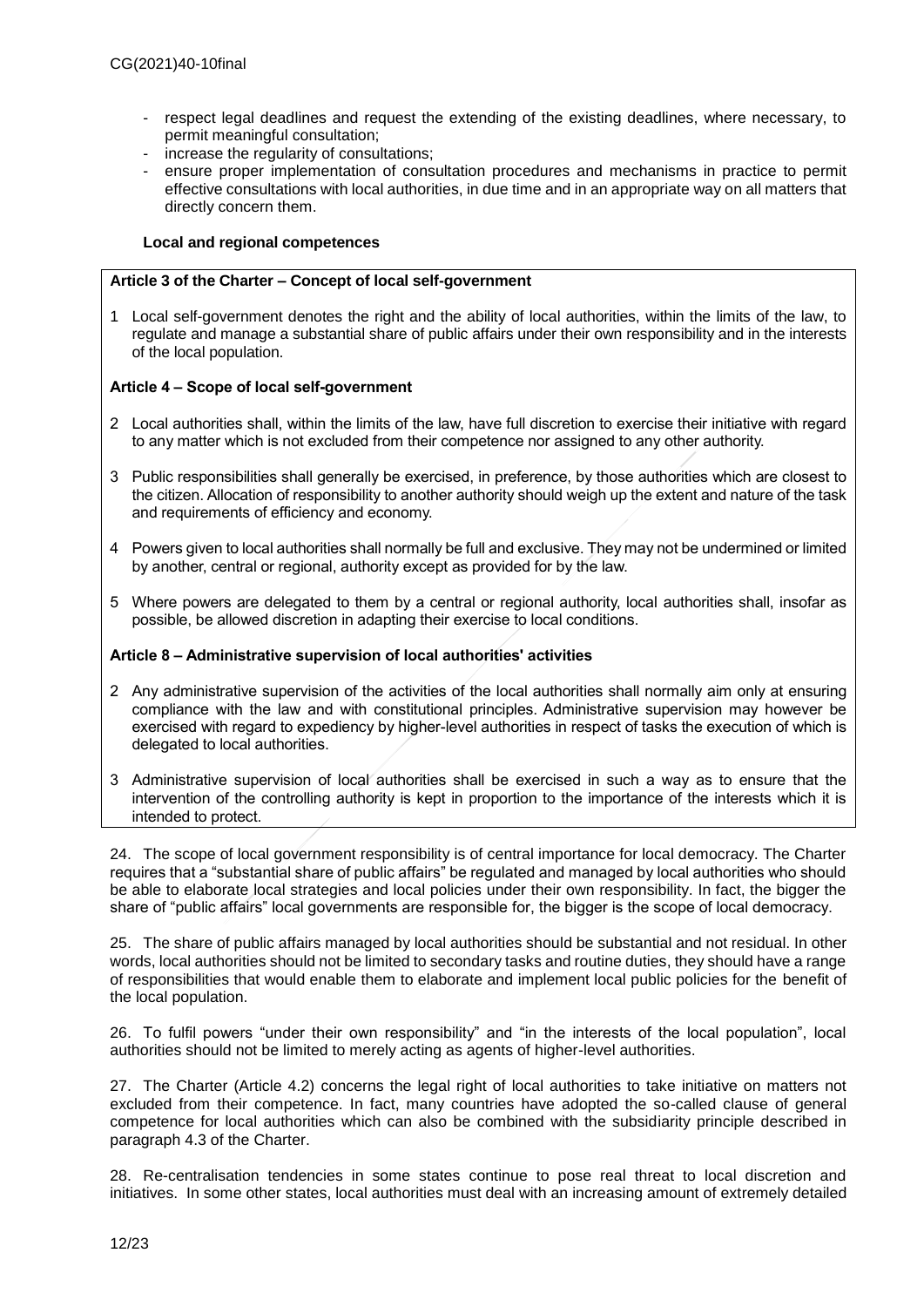- respect legal deadlines and request the extending of the existing deadlines, where necessary, to permit meaningful consultation;
- increase the regularity of consultations;
- ensure proper implementation of consultation procedures and mechanisms in practice to permit effective consultations with local authorities, in due time and in an appropriate way on all matters that directly concern them.

**Local and regional competences**

**Article 3 of the Charter – Concept of local self-government**

1 Local self-government denotes the right and the ability of local authorities, within the limits of the law, to regulate and manage a substantial share of public affairs under their own responsibility and in the interests of the local population.

**Article 4 – Scope of local self-government**

2 Local authorities shall, within the limits of the law, have full discretion to exercise their initiative with regard to any matter which is not excluded from their competence nor assigned to any other authority.

3 Public responsibilities shall generally be exercised, in preference, by those authorities which are closest to the citizen. Allocation of responsibility to another authority should weigh up the extent and nature of the task and requirements of efficiency and economy.

4 Powers given to local authorities shall normally be full and exclusive. They may not be undermined or limited by another, central or regional, authority except as provided for by the law.

5 Where powers are delegated to them by a central or regional authority, local authorities shall, insofar as possible, be allowed discretion in adapting their exercise to local conditions.

**Article 8 – Administrative supervision of local authorities' activities**

2 Any administrative supervision of the activities of the local authorities shall normally aim only at ensuring compliance with the law and with constitutional principles. Administrative supervision may however be exercised with regard to expediency by higher-level authorities in respect of tasks the execution of which is delegated to local authorities.

3 Administrative supervision of local authorities shall be exercised in such a way as to ensure that the intervention of the controlling authority is kept in proportion to the importance of the interests which it is intended to protect.

24. The scope of local government responsibility is of central importance for local democracy. The Charter requires that a "substantial share of public affairs" be regulated and managed by local authorities who should be able to elaborate local strategies and local policies under their own responsibility. In fact, the bigger the share of "public affairs" local governments are responsible for, the bigger is the scope of local democracy.

25. The share of public affairs managed by local authorities should be substantial and not residual. In other words, local authorities should not be limited to secondary tasks and routine duties, they should have a range of responsibilities that would enable them to elaborate and implement local public policies for the benefit of the local population.

26. To fulfil powers "under their own responsibility" and "in the interests of the local population", local authorities should not be limited to merely acting as agents of higher-level authorities.

27. The Charter (Article 4.2) concerns the legal right of local authorities to take initiative on matters not excluded from their competence. In fact, many countries have adopted the so-called clause of general competence for local authorities which can also be combined with the subsidiarity principle described in paragraph 4.3 of the Charter.

28. Re-centralisation tendencies in some states continue to pose real threat to local discretion and initiatives. In some other states, local authorities must deal with an increasing amount of extremely detailed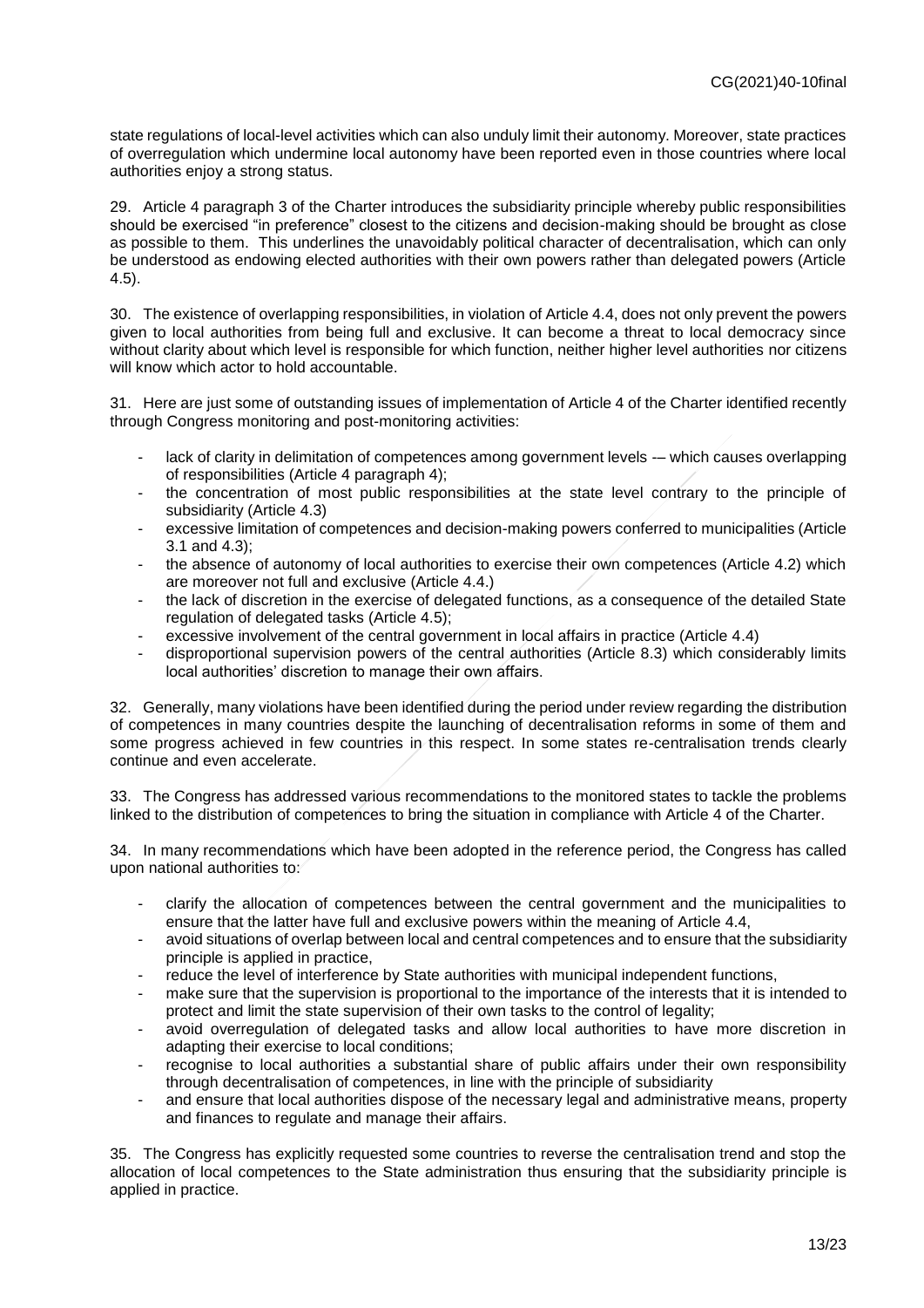state regulations of local-level activities which can also unduly limit their autonomy. Moreover, state practices of overregulation which undermine local autonomy have been reported even in those countries where local authorities enjoy a strong status.

29. Article 4 paragraph 3 of the Charter introduces the subsidiarity principle whereby public responsibilities should be exercised "in preference" closest to the citizens and decision-making should be brought as close as possible to them. This underlines the unavoidably political character of decentralisation, which can only be understood as endowing elected authorities with their own powers rather than delegated powers (Article 4.5).

30. The existence of overlapping responsibilities, in violation of Article 4.4, does not only prevent the powers given to local authorities from being full and exclusive. It can become a threat to local democracy since without clarity about which level is responsible for which function, neither higher level authorities nor citizens will know which actor to hold accountable.

31. Here are just some of outstanding issues of implementation of Article 4 of the Charter identified recently through Congress monitoring and post-monitoring activities:

- lack of clarity in delimitation of competences among government levels -– which causes overlapping of responsibilities (Article 4 paragraph 4);
- the concentration of most public responsibilities at the state level contrary to the principle of subsidiarity (Article 4.3)
- excessive limitation of competences and decision-making powers conferred to municipalities (Article 3.1 and 4.3);
- the absence of autonomy of local authorities to exercise their own competences (Article 4.2) which are moreover not full and exclusive (Article 4.4.)
- the lack of discretion in the exercise of delegated functions, as a consequence of the detailed State regulation of delegated tasks (Article 4.5);
- excessive involvement of the central government in local affairs in practice (Article 4.4)
- disproportional supervision powers of the central authorities (Article 8.3) which considerably limits local authorities' discretion to manage their own affairs.

32. Generally, many violations have been identified during the period under review regarding the distribution of competences in many countries despite the launching of decentralisation reforms in some of them and some progress achieved in few countries in this respect. In some states re-centralisation trends clearly continue and even accelerate.

33. The Congress has addressed various recommendations to the monitored states to tackle the problems linked to the distribution of competences to bring the situation in compliance with Article 4 of the Charter.

34. In many recommendations which have been adopted in the reference period, the Congress has called upon national authorities to:

- clarify the allocation of competences between the central government and the municipalities to ensure that the latter have full and exclusive powers within the meaning of Article 4.4,
- avoid situations of overlap between local and central competences and to ensure that the subsidiarity principle is applied in practice,
- reduce the level of interference by State authorities with municipal independent functions,
- make sure that the supervision is proportional to the importance of the interests that it is intended to protect and limit the state supervision of their own tasks to the control of legality;
- avoid overregulation of delegated tasks and allow local authorities to have more discretion in adapting their exercise to local conditions;
- recognise to local authorities a substantial share of public affairs under their own responsibility through decentralisation of competences, in line with the principle of subsidiarity
- and ensure that local authorities dispose of the necessary legal and administrative means, property and finances to regulate and manage their affairs.

35. The Congress has explicitly requested some countries to reverse the centralisation trend and stop the allocation of local competences to the State administration thus ensuring that the subsidiarity principle is applied in practice.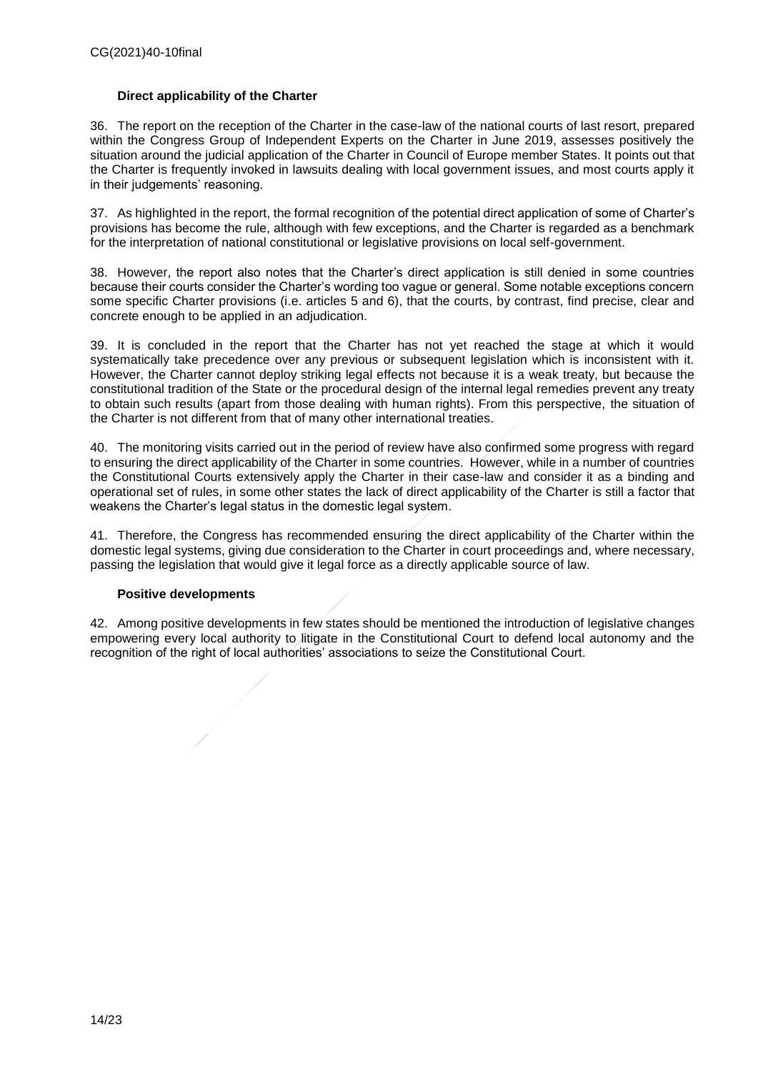### Direct applicability of the Charter

36. The report on the reception of the Charter in the case-law of the national courts of last resort, prepared within the Congress Group of Independent Experts on the Charter in June 2019, assesses positively the situation around the judicial application of the Charter in Council of Europe member States. It points out that the Charter is frequently invoked in lawsuits dealing with local government issues, and most courts apply it in their judgements' reasoning.

37. As highlighted in the report, the formal recognition of the potential direct application of some of Charter's provisions has become the rule, although with few exceptions, and the Charter is regarded as a benchmark for the interpretation of national constitutional or legislative provisions on local self-government.

38. However, the report also notes that the Charter's direct application is still denied in some countries because their courts consider the Charter's wording too vague or general. Some notable exceptions concern some specific Charter provisions (i.e. articles 5 and 6), that the courts, by contrast, find precise, clear and concrete enough to be applied in an adjudication.

39. It is concluded in the report that the Charter has not yet reached the stage at which it would systematically take precedence over any previous or subsequent legislation which is inconsistent with it. However, the Charter cannot deploy striking legal effects not because it is a weak treaty, but because the constitutional tradition of the State or the procedural design of the internal legal remedies prevent any treaty to obtain such results (apart from those dealing with human rights). From this perspective, the situation of the Charter is not different from that of many other international treaties.

40. The monitoring visits carried out in the period of review have also confirmed some progress with regard to ensuring the direct applicability of the Charter in some countries. However, while in a number of countries the Constitutional Courts extensively apply the Charter in their case-law and consider it as a binding and operational set of rules, in some other states the lack of direct applicability of the Charter is still a factor that weakens the Charter's legal status in the domestic legal system.

41. Therefore, the Congress has recommended ensuring the direct applicability of the Charter within the domestic legal systems, giving due consideration to the Charter in court proceedings and, where necessary, passing the legislation that would give it legal force as a directly applicable source of law.

### Positive developments

42. Among positive developments in few states should be mentioned the introduction of legislative changes empowering every local authority to litigate in the Constitutional Court to defend local autonomy and the recognition of the right of local authorities' associations to seize the Constitutional Court.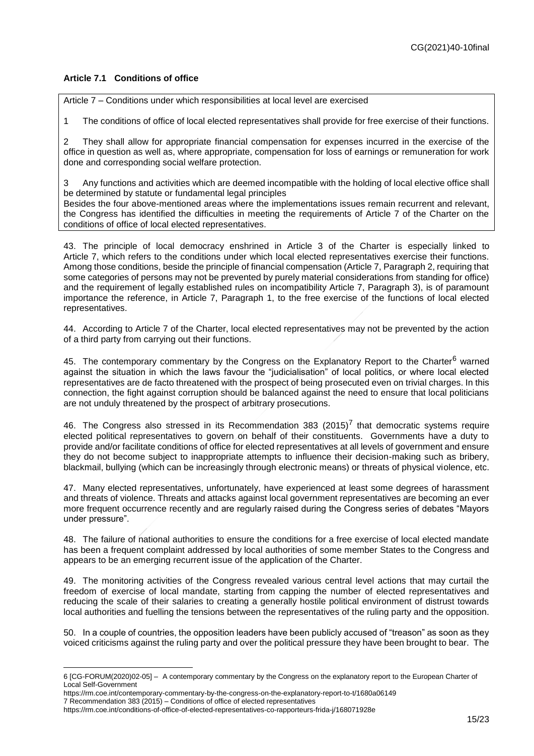### Article 7.1 Conditions of office

Article 7 – Conditions under which responsibilities at local level are exercised

1 The conditions of office of local elected representatives shall provide for free exercise of their functions.

2 They shall allow for appropriate financial compensation for expenses incurred in the exercise of the office in question as well as, where appropriate, compensation for loss of earnings or remuneration for work done and corresponding social welfare protection.

3 Any functions and activities which are deemed incompatible with the holding of local elective office shall be determined by statute or fundamental legal principles

Besides the four above-mentioned areas where the implementations issues remain recurrent and relevant, the Congress has identified the difficulties in meeting the requirements of Article 7 of the Charter on the conditions of office of local elected representatives.

43. The principle of local democracy enshrined in Article 3 of the Charter is especially linked to Article 7, which refers to the conditions under which local elected representatives exercise their functions. Among those conditions, beside the principle of financial compensation (Article 7, Paragraph 2, requiring that some categories of persons may not be prevented by purely material considerations from standing for office) and the requirement of legally established rules on incompatibility Article 7, Paragraph 3), is of paramount importance the reference, in Article 7, Paragraph 1, to the free exercise of the functions of local elected representatives.

44. According to Article 7 of the Charter, local elected representatives may not be prevented by the action of a third party from carrying out their functions.

45. The contemporary commentary by the Congress on the Explanatory Report to the Charter[6] warned against the situation in which the laws favour the "judicialisation" of local politics, or where local elected representatives are de facto threatened with the prospect of being prosecuted even on trivial charges. In this connection, the fight against corruption should be balanced against the need to ensure that local politicians are not unduly threatened by the prospect of arbitrary prosecutions.

46. The Congress also stressed in its Recommendation 383 (2015)[7] that democratic systems require elected political representatives to govern on behalf of their constituents. Governments have a duty to provide and/or facilitate conditions of office for elected representatives at all levels of government and ensure they do not become subject to inappropriate attempts to influence their decision-making such as bribery, blackmail, bullying (which can be increasingly through electronic means) or threats of physical violence, etc.

47. Many elected representatives, unfortunately, have experienced at least some degrees of harassment and threats of violence. Threats and attacks against local government representatives are becoming an ever more frequent occurrence recently and are regularly raised during the Congress series of debates "Mayors under pressure".

48. The failure of national authorities to ensure the conditions for a free exercise of local elected mandate has been a frequent complaint addressed by local authorities of some member States to the Congress and appears to be an emerging recurrent issue of the application of the Charter.

49. The monitoring activities of the Congress revealed various central level actions that may curtail the freedom of exercise of local mandate, starting from capping the number of elected representatives and reducing the scale of their salaries to creating a generally hostile political environment of distrust towards local authorities and fuelling the tensions between the representatives of the ruling party and the opposition.

50. In a couple of countries, the opposition leaders have been publicly accused of "treason" as soon as they voiced criticisms against the ruling party and over the political pressure they have been brought to bear. The

---

6 [CG-FORUM(2020)02-05] – A contemporary commentary by the Congress on the explanatory report to the European Charter of Local Self-Government
https://rm.coe.int/contemporary-commentary-by-the-congress-on-the-explanatory-report-to-t/1680a06149

7 Recommendation 383 (2015) – Conditions of office of elected representatives
https://rm.coe.int/conditions-of-office-of-elected-representatives-co-rapporteurs-frida-j/168071928e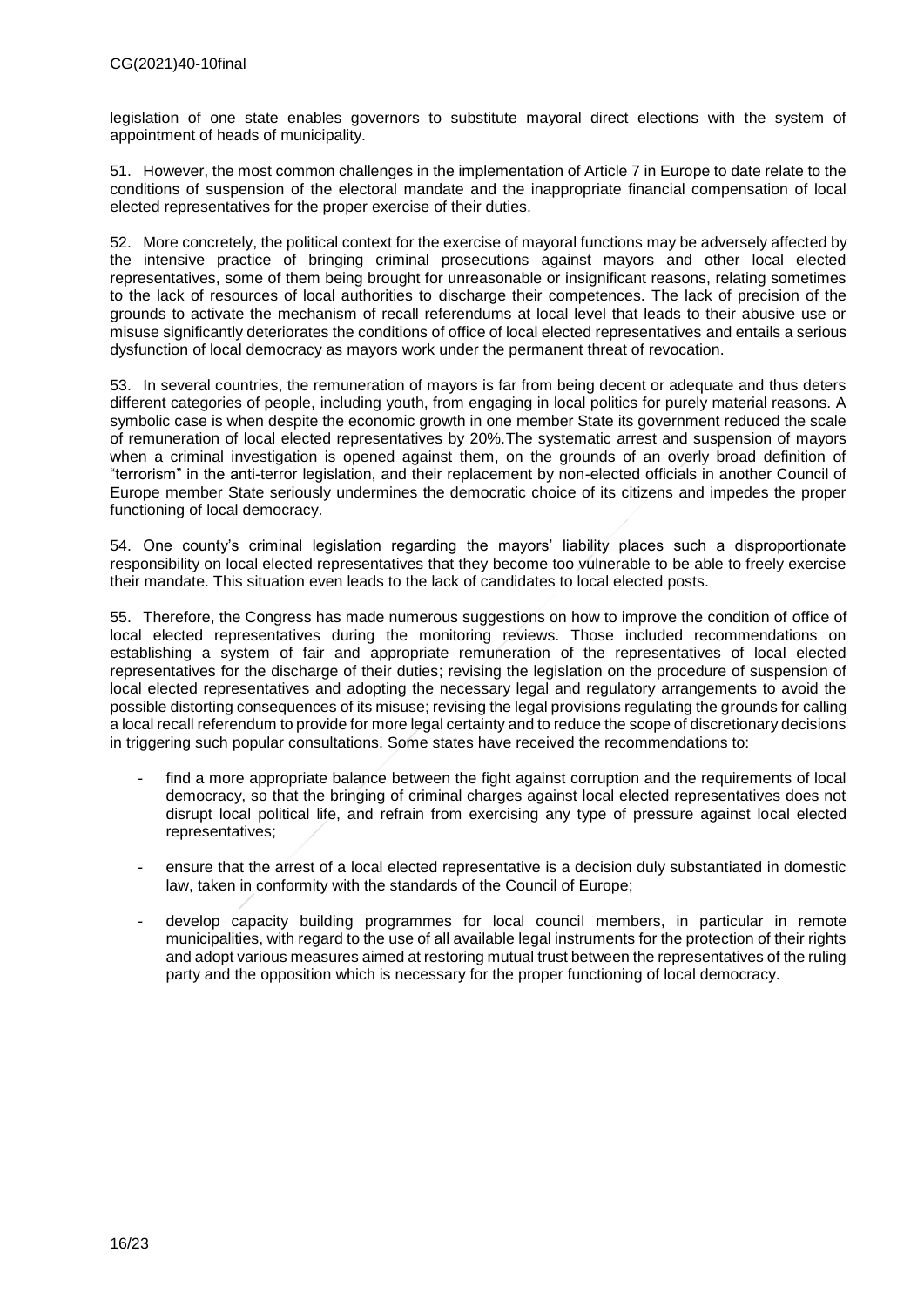legislation of one state enables governors to substitute mayoral direct elections with the system of appointment of heads of municipality.

51. However, the most common challenges in the implementation of Article 7 in Europe to date relate to the conditions of suspension of the electoral mandate and the inappropriate financial compensation of local elected representatives for the proper exercise of their duties.

52. More concretely, the political context for the exercise of mayoral functions may be adversely affected by the intensive practice of bringing criminal prosecutions against mayors and other local elected representatives, some of them being brought for unreasonable or insignificant reasons, relating sometimes to the lack of resources of local authorities to discharge their competences. The lack of precision of the grounds to activate the mechanism of recall referendums at local level that leads to their abusive use or misuse significantly deteriorates the conditions of office of local elected representatives and entails a serious dysfunction of local democracy as mayors work under the permanent threat of revocation.

53. In several countries, the remuneration of mayors is far from being decent or adequate and thus deters different categories of people, including youth, from engaging in local politics for purely material reasons. A symbolic case is when despite the economic growth in one member State its government reduced the scale of remuneration of local elected representatives by 20%.The systematic arrest and suspension of mayors when a criminal investigation is opened against them, on the grounds of an overly broad definition of "terrorism" in the anti-terror legislation, and their replacement by non-elected officials in another Council of Europe member State seriously undermines the democratic choice of its citizens and impedes the proper functioning of local democracy.

54. One county's criminal legislation regarding the mayors' liability places such a disproportionate responsibility on local elected representatives that they become too vulnerable to be able to freely exercise their mandate. This situation even leads to the lack of candidates to local elected posts.

55. Therefore, the Congress has made numerous suggestions on how to improve the condition of office of local elected representatives during the monitoring reviews. Those included recommendations on establishing a system of fair and appropriate remuneration of the representatives of local elected representatives for the discharge of their duties; revising the legislation on the procedure of suspension of local elected representatives and adopting the necessary legal and regulatory arrangements to avoid the possible distorting consequences of its misuse; revising the legal provisions regulating the grounds for calling a local recall referendum to provide for more legal certainty and to reduce the scope of discretionary decisions in triggering such popular consultations. Some states have received the recommendations to:

- find a more appropriate balance between the fight against corruption and the requirements of local democracy, so that the bringing of criminal charges against local elected representatives does not disrupt local political life, and refrain from exercising any type of pressure against local elected representatives;

- ensure that the arrest of a local elected representative is a decision duly substantiated in domestic law, taken in conformity with the standards of the Council of Europe;

- develop capacity building programmes for local council members, in particular in remote municipalities, with regard to the use of all available legal instruments for the protection of their rights and adopt various measures aimed at restoring mutual trust between the representatives of the ruling party and the opposition which is necessary for the proper functioning of local democracy.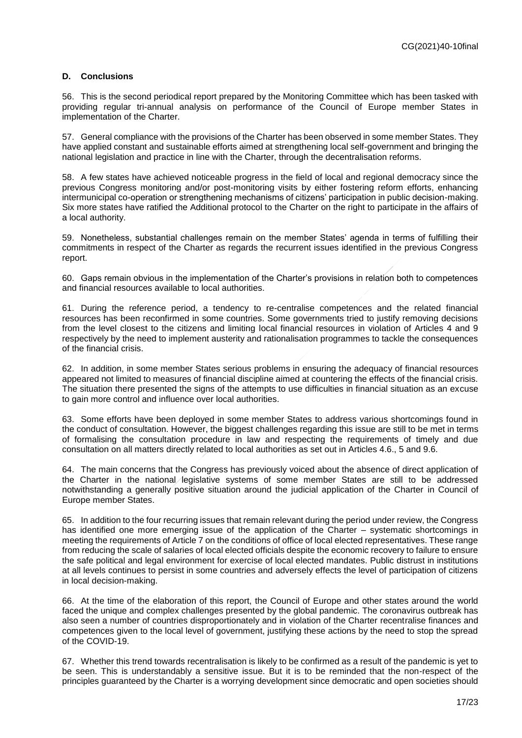### D. Conclusions

56. This is the second periodical report prepared by the Monitoring Committee which has been tasked with providing regular tri-annual analysis on performance of the Council of Europe member States in implementation of the Charter.

57. General compliance with the provisions of the Charter has been observed in some member States. They have applied constant and sustainable efforts aimed at strengthening local self-government and bringing the national legislation and practice in line with the Charter, through the decentralisation reforms.

58. A few states have achieved noticeable progress in the field of local and regional democracy since the previous Congress monitoring and/or post-monitoring visits by either fostering reform efforts, enhancing intermunicipal co-operation or strengthening mechanisms of citizens' participation in public decision-making. Six more states have ratified the Additional protocol to the Charter on the right to participate in the affairs of a local authority.

59. Nonetheless, substantial challenges remain on the member States' agenda in terms of fulfilling their commitments in respect of the Charter as regards the recurrent issues identified in the previous Congress report.

60. Gaps remain obvious in the implementation of the Charter's provisions in relation both to competences and financial resources available to local authorities.

61. During the reference period, a tendency to re-centralise competences and the related financial resources has been reconfirmed in some countries. Some governments tried to justify removing decisions from the level closest to the citizens and limiting local financial resources in violation of Articles 4 and 9 respectively by the need to implement austerity and rationalisation programmes to tackle the consequences of the financial crisis.

62. In addition, in some member States serious problems in ensuring the adequacy of financial resources appeared not limited to measures of financial discipline aimed at countering the effects of the financial crisis. The situation there presented the signs of the attempts to use difficulties in financial situation as an excuse to gain more control and influence over local authorities.

63. Some efforts have been deployed in some member States to address various shortcomings found in the conduct of consultation. However, the biggest challenges regarding this issue are still to be met in terms of formalising the consultation procedure in law and respecting the requirements of timely and due consultation on all matters directly related to local authorities as set out in Articles 4.6., 5 and 9.6.

64. The main concerns that the Congress has previously voiced about the absence of direct application of the Charter in the national legislative systems of some member States are still to be addressed notwithstanding a generally positive situation around the judicial application of the Charter in Council of Europe member States.

65. In addition to the four recurring issues that remain relevant during the period under review, the Congress has identified one more emerging issue of the application of the Charter – systematic shortcomings in meeting the requirements of Article 7 on the conditions of office of local elected representatives. These range from reducing the scale of salaries of local elected officials despite the economic recovery to failure to ensure the safe political and legal environment for exercise of local elected mandates. Public distrust in institutions at all levels continues to persist in some countries and adversely effects the level of participation of citizens in local decision-making.

66. At the time of the elaboration of this report, the Council of Europe and other states around the world faced the unique and complex challenges presented by the global pandemic. The coronavirus outbreak has also seen a number of countries disproportionately and in violation of the Charter recentralise finances and competences given to the local level of government, justifying these actions by the need to stop the spread of the COVID-19.

67. Whether this trend towards recentralisation is likely to be confirmed as a result of the pandemic is yet to be seen. This is understandably a sensitive issue. But it is to be reminded that the non-respect of the principles guaranteed by the Charter is a worrying development since democratic and open societies should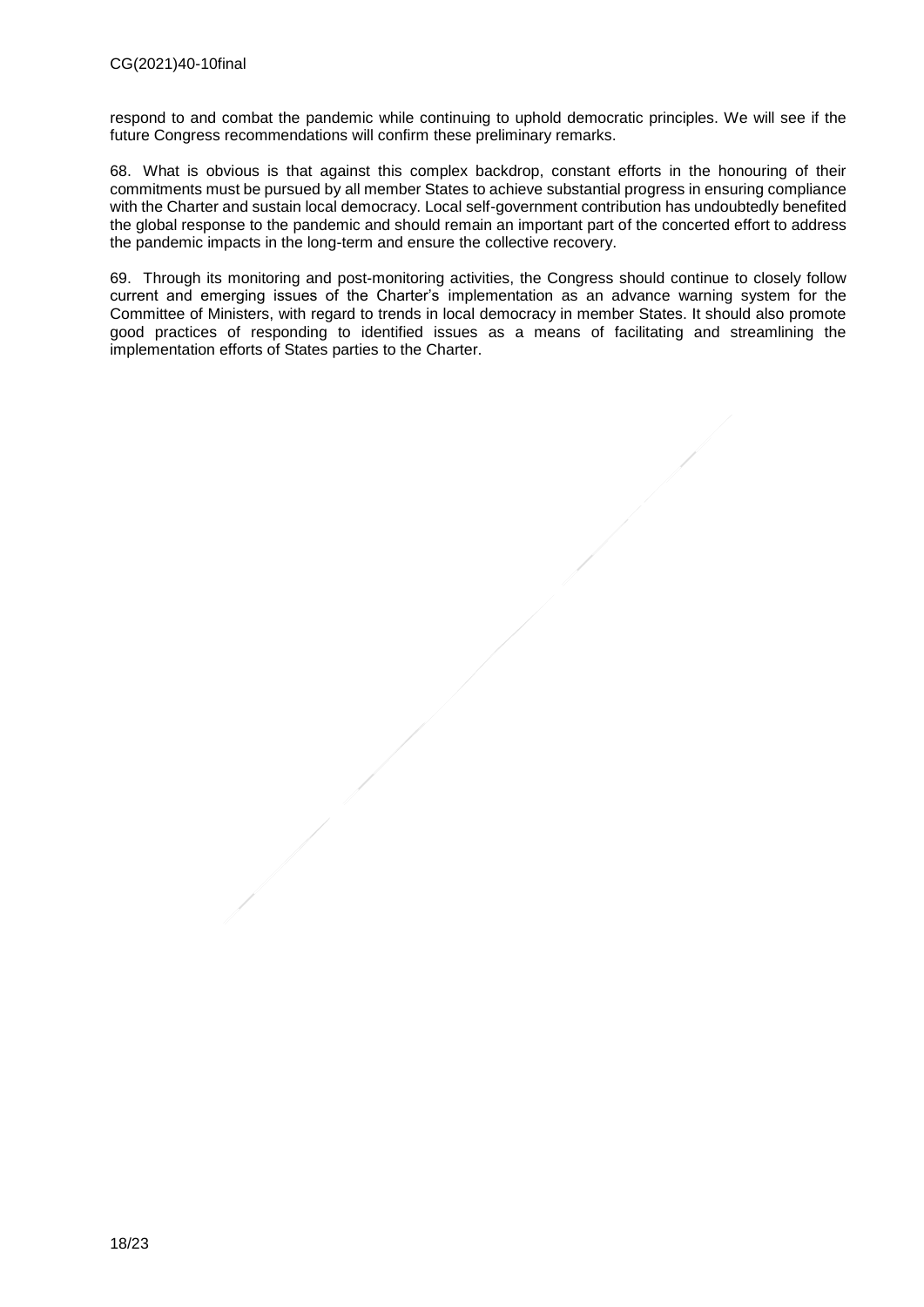respond to and combat the pandemic while continuing to uphold democratic principles. We will see if the future Congress recommendations will confirm these preliminary remarks.

68. What is obvious is that against this complex backdrop, constant efforts in the honouring of their commitments must be pursued by all member States to achieve substantial progress in ensuring compliance with the Charter and sustain local democracy. Local self-government contribution has undoubtedly benefited the global response to the pandemic and should remain an important part of the concerted effort to address the pandemic impacts in the long-term and ensure the collective recovery.

69. Through its monitoring and post-monitoring activities, the Congress should continue to closely follow current and emerging issues of the Charter's implementation as an advance warning system for the Committee of Ministers, with regard to trends in local democracy in member States. It should also promote good practices of responding to identified issues as a means of facilitating and streamlining the implementation efforts of States parties to the Charter.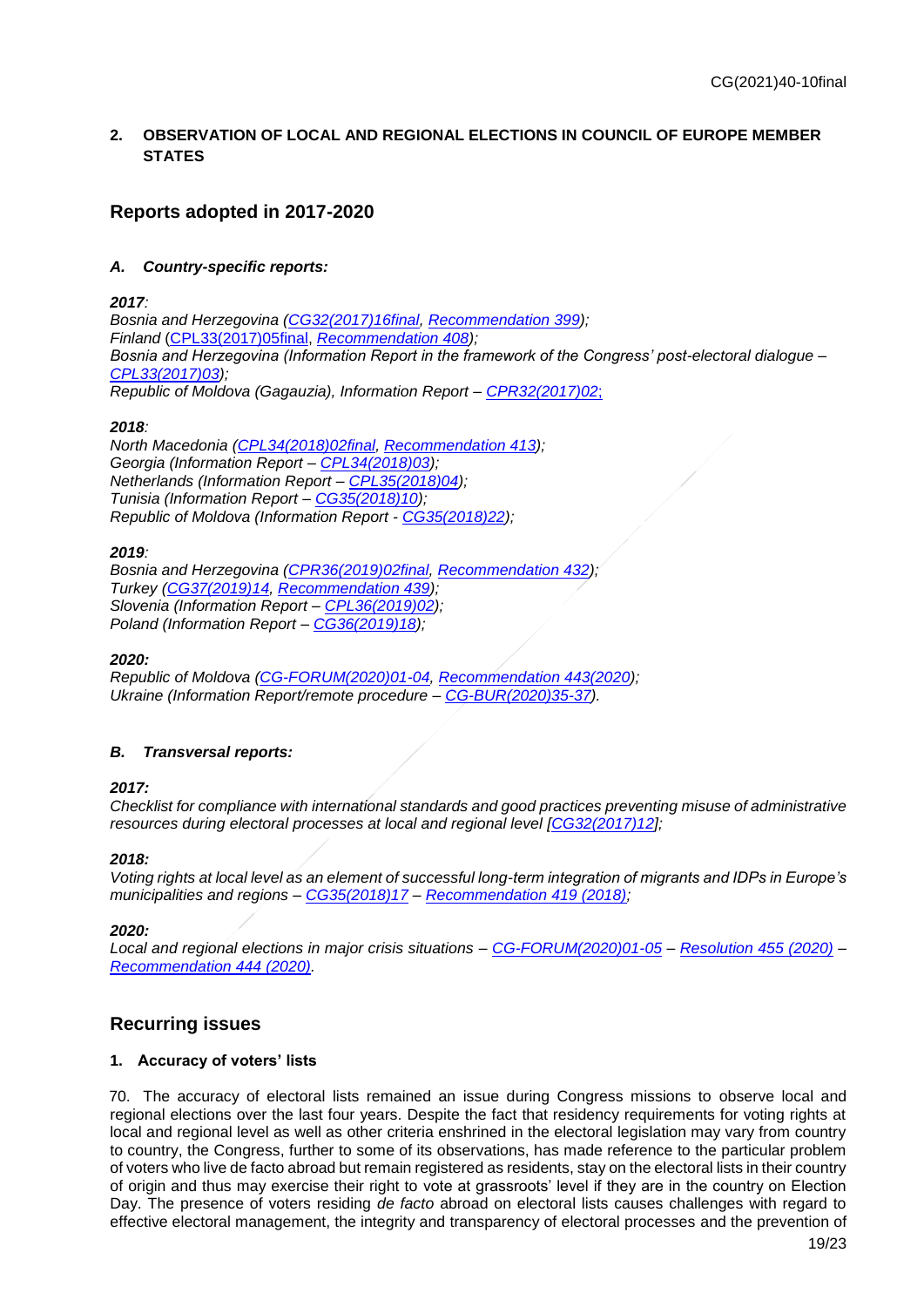## 2. OBSERVATION OF LOCAL AND REGIONAL ELECTIONS IN COUNCIL OF EUROPE MEMBER STATES

## Reports adopted in 2017-2020

### *A. Country-specific reports:*

***2017:***

*Bosnia and Herzegovina (CG32(2017)16final, Recommendation 399);*
*Finland* (CPL33(2017)05final, *Recommendation 408);*
*Bosnia and Herzegovina (Information Report in the framework of the Congress' post-electoral dialogue – CPL33(2017)03);*
*Republic of Moldova (Gagauzia), Information Report – CPR32(2017)02;*

***2018:***

*North Macedonia (CPL34(2018)02final, Recommendation 413);*
*Georgia (Information Report – CPL34(2018)03);*
*Netherlands (Information Report – CPL35(2018)04);*
*Tunisia (Information Report – CG35(2018)10);*
*Republic of Moldova (Information Report - CG35(2018)22);*

***2019:***

*Bosnia and Herzegovina (CPR36(2019)02final, Recommendation 432);*
*Turkey (CG37(2019)14, Recommendation 439);*
*Slovenia (Information Report – CPL36(2019)02);*
*Poland (Information Report – CG36(2019)18);*

***2020:***

*Republic of Moldova (CG-FORUM(2020)01-04, Recommendation 443(2020);*
*Ukraine (Information Report/remote procedure – CG-BUR(2020)35-37).*

### *B. Transversal reports:*

***2017:***

*Checklist for compliance with international standards and good practices preventing misuse of administrative resources during electoral processes at local and regional level [CG32(2017)12];*

***2018:***

*Voting rights at local level as an element of successful long-term integration of migrants and IDPs in Europe's municipalities and regions – CG35(2018)17 – Recommendation 419 (2018);*

***2020:***

*Local and regional elections in major crisis situations – CG-FORUM(2020)01-05 – Resolution 455 (2020) – Recommendation 444 (2020).*

## Recurring issues

### 1. Accuracy of voters' lists

70. The accuracy of electoral lists remained an issue during Congress missions to observe local and regional elections over the last four years. Despite the fact that residency requirements for voting rights at local and regional level as well as other criteria enshrined in the electoral legislation may vary from country to country, the Congress, further to some of its observations, has made reference to the particular problem of voters who live de facto abroad but remain registered as residents, stay on the electoral lists in their country of origin and thus may exercise their right to vote at grassroots' level if they are in the country on Election Day. The presence of voters residing *de facto* abroad on electoral lists causes challenges with regard to effective electoral management, the integrity and transparency of electoral processes and the prevention of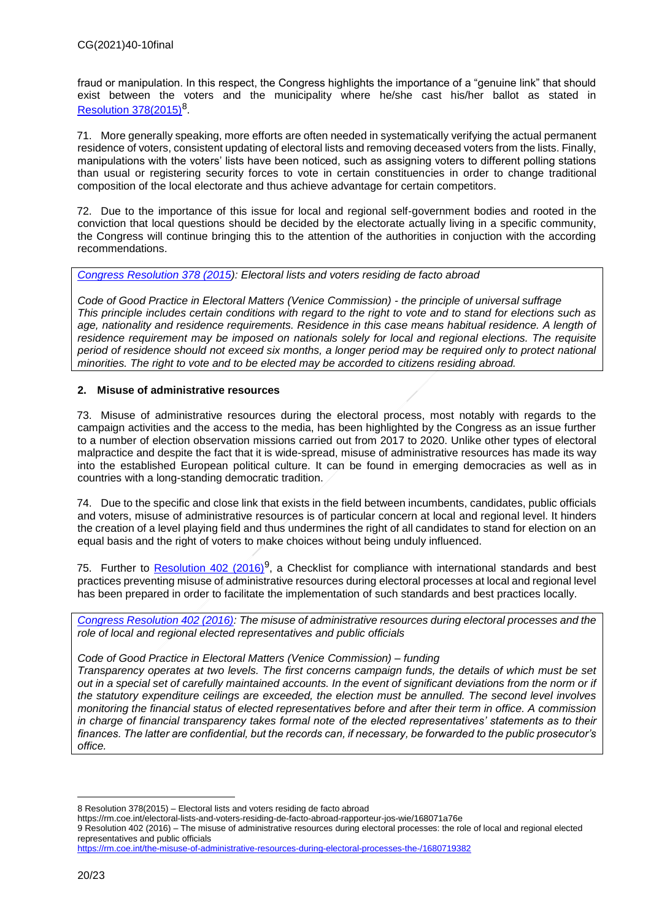fraud or manipulation. In this respect, the Congress highlights the importance of a "genuine link" that should exist between the voters and the municipality where he/she cast his/her ballot as stated in [Resolution 378(2015)](https://rm.coe.int/electoral-lists-and-voters-residing-de-facto-abroad-rapporteur-jos-wie/168071a76e)[8].

71. More generally speaking, more efforts are often needed in systematically verifying the actual permanent residence of voters, consistent updating of electoral lists and removing deceased voters from the lists. Finally, manipulations with the voters' lists have been noticed, such as assigning voters to different polling stations than usual or registering security forces to vote in certain constituencies in order to change traditional composition of the local electorate and thus achieve advantage for certain competitors.

72. Due to the importance of this issue for local and regional self-government bodies and rooted in the conviction that local questions should be decided by the electorate actually living in a specific community, the Congress will continue bringing this to the attention of the authorities in conjuction with the according recommendations.

> *Congress Resolution 378 (2015): Electoral lists and voters residing de facto abroad*
>
> *Code of Good Practice in Electoral Matters (Venice Commission) - the principle of universal suffrage*
> *This principle includes certain conditions with regard to the right to vote and to stand for elections such as age, nationality and residence requirements. Residence in this case means habitual residence. A length of residence requirement may be imposed on nationals solely for local and regional elections. The requisite period of residence should not exceed six months, a longer period may be required only to protect national minorities. The right to vote and to be elected may be accorded to citizens residing abroad.*

### 2. Misuse of administrative resources

73. Misuse of administrative resources during the electoral process, most notably with regards to the campaign activities and the access to the media, has been highlighted by the Congress as an issue further to a number of election observation missions carried out from 2017 to 2020. Unlike other types of electoral malpractice and despite the fact that it is wide-spread, misuse of administrative resources has made its way into the established European political culture. It can be found in emerging democracies as well as in countries with a long-standing democratic tradition.

74. Due to the specific and close link that exists in the field between incumbents, candidates, public officials and voters, misuse of administrative resources is of particular concern at local and regional level. It hinders the creation of a level playing field and thus undermines the right of all candidates to stand for election on an equal basis and the right of voters to make choices without being unduly influenced.

75. Further to [Resolution 402 (2016)](https://rm.coe.int/the-misuse-of-administrative-resources-during-electoral-processes-the-/1680719382)[9], a Checklist for compliance with international standards and best practices preventing misuse of administrative resources during electoral processes at local and regional level has been prepared in order to facilitate the implementation of such standards and best practices locally.

> *Congress Resolution 402 (2016): The misuse of administrative resources during electoral processes and the role of local and regional elected representatives and public officials*
>
> *Code of Good Practice in Electoral Matters (Venice Commission) – funding*
> *Transparency operates at two levels. The first concerns campaign funds, the details of which must be set out in a special set of carefully maintained accounts. In the event of significant deviations from the norm or if the statutory expenditure ceilings are exceeded, the election must be annulled. The second level involves monitoring the financial status of elected representatives before and after their term in office. A commission in charge of financial transparency takes formal note of the elected representatives' statements as to their finances. The latter are confidential, but the records can, if necessary, be forwarded to the public prosecutor's office.*

---

8 Resolution 378(2015) – Electoral lists and voters residing de facto abroad
https://rm.coe.int/electoral-lists-and-voters-residing-de-facto-abroad-rapporteur-jos-wie/168071a76e

9 Resolution 402 (2016) – The misuse of administrative resources during electoral processes: the role of local and regional elected representatives and public officials
https://rm.coe.int/the-misuse-of-administrative-resources-during-electoral-processes-the-/1680719382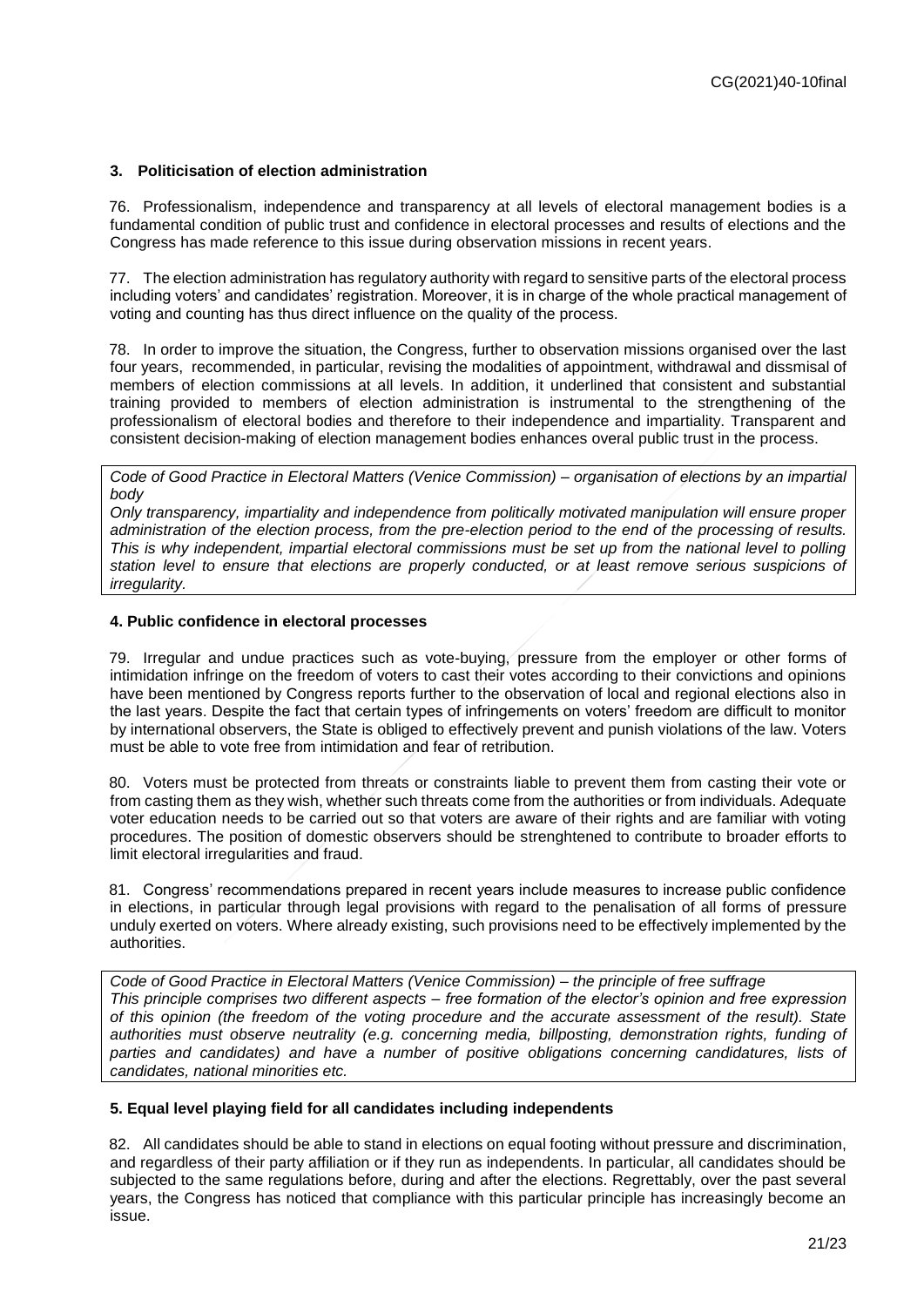### 3. Politicisation of election administration

76. Professionalism, independence and transparency at all levels of electoral management bodies is a fundamental condition of public trust and confidence in electoral processes and results of elections and the Congress has made reference to this issue during observation missions in recent years.

77. The election administration has regulatory authority with regard to sensitive parts of the electoral process including voters' and candidates' registration. Moreover, it is in charge of the whole practical management of voting and counting has thus direct influence on the quality of the process.

78. In order to improve the situation, the Congress, further to observation missions organised over the last four years, recommended, in particular, revising the modalities of appointment, withdrawal and dissmisal of members of election commissions at all levels. In addition, it underlined that consistent and substantial training provided to members of election administration is instrumental to the strengthening of the professionalism of electoral bodies and therefore to their independence and impartiality. Transparent and consistent decision-making of election management bodies enhances overal public trust in the process.

> *Code of Good Practice in Electoral Matters (Venice Commission) – organisation of elections by an impartial body*
> *Only transparency, impartiality and independence from politically motivated manipulation will ensure proper administration of the election process, from the pre-election period to the end of the processing of results. This is why independent, impartial electoral commissions must be set up from the national level to polling station level to ensure that elections are properly conducted, or at least remove serious suspicions of irregularity.*

### 4. Public confidence in electoral processes

79. Irregular and undue practices such as vote-buying, pressure from the employer or other forms of intimidation infringe on the freedom of voters to cast their votes according to their convictions and opinions have been mentioned by Congress reports further to the observation of local and regional elections also in the last years. Despite the fact that certain types of infringements on voters' freedom are difficult to monitor by international observers, the State is obliged to effectively prevent and punish violations of the law. Voters must be able to vote free from intimidation and fear of retribution.

80. Voters must be protected from threats or constraints liable to prevent them from casting their vote or from casting them as they wish, whether such threats come from the authorities or from individuals. Adequate voter education needs to be carried out so that voters are aware of their rights and are familiar with voting procedures. The position of domestic observers should be strenghtened to contribute to broader efforts to limit electoral irregularities and fraud.

81. Congress' recommendations prepared in recent years include measures to increase public confidence in elections, in particular through legal provisions with regard to the penalisation of all forms of pressure unduly exerted on voters. Where already existing, such provisions need to be effectively implemented by the authorities.

> *Code of Good Practice in Electoral Matters (Venice Commission) – the principle of free suffrage*
> *This principle comprises two different aspects – free formation of the elector's opinion and free expression of this opinion (the freedom of the voting procedure and the accurate assessment of the result). State authorities must observe neutrality (e.g. concerning media, billposting, demonstration rights, funding of parties and candidates) and have a number of positive obligations concerning candidatures, lists of candidates, national minorities etc.*

### 5. Equal level playing field for all candidates including independents

82. All candidates should be able to stand in elections on equal footing without pressure and discrimination, and regardless of their party affiliation or if they run as independents. In particular, all candidates should be subjected to the same regulations before, during and after the elections. Regrettably, over the past several years, the Congress has noticed that compliance with this particular principle has increasingly become an issue.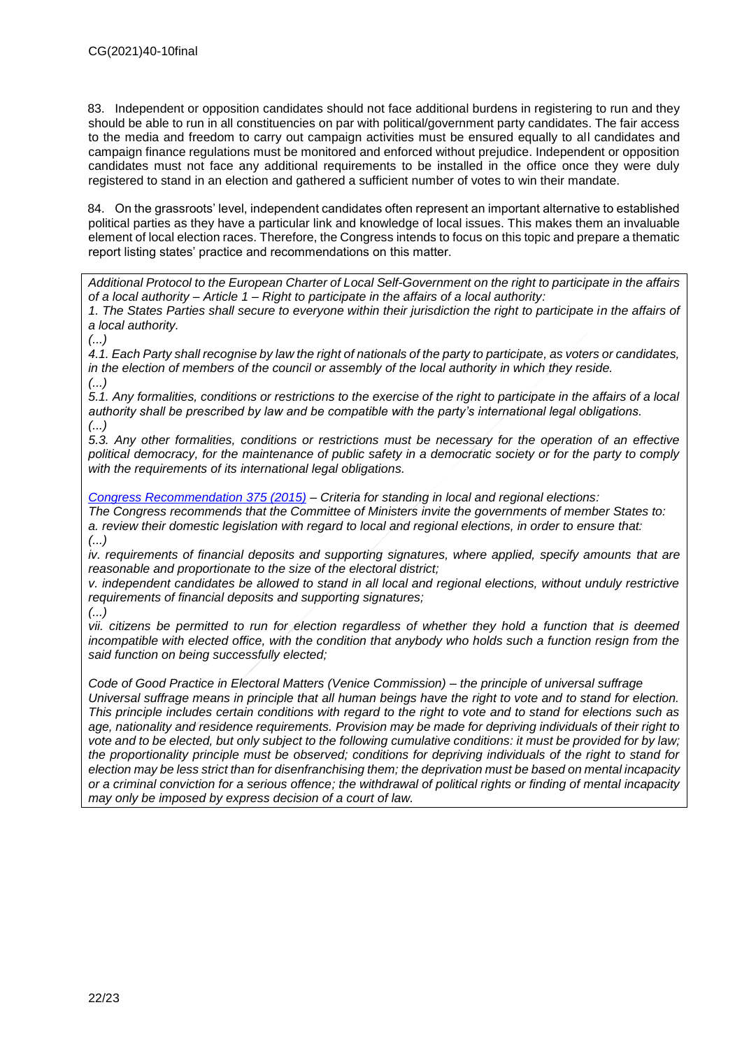83. Independent or opposition candidates should not face additional burdens in registering to run and they should be able to run in all constituencies on par with political/government party candidates. The fair access to the media and freedom to carry out campaign activities must be ensured equally to all candidates and campaign finance regulations must be monitored and enforced without prejudice. Independent or opposition candidates must not face any additional requirements to be installed in the office once they were duly registered to stand in an election and gathered a sufficient number of votes to win their mandate.

84. On the grassroots' level, independent candidates often represent an important alternative to established political parties as they have a particular link and knowledge of local issues. This makes them an invaluable element of local election races. Therefore, the Congress intends to focus on this topic and prepare a thematic report listing states' practice and recommendations on this matter.

> *Additional Protocol to the European Charter of Local Self-Government on the right to participate in the affairs of a local authority – Article 1 – Right to participate in the affairs of a local authority:*
> *1. The States Parties shall secure to everyone within their jurisdiction the right to participate in the affairs of a local authority.*
> *(...)*
> *4.1. Each Party shall recognise by law the right of nationals of the party to participate, as voters or candidates, in the election of members of the council or assembly of the local authority in which they reside.*
> *(...)*
> *5.1. Any formalities, conditions or restrictions to the exercise of the right to participate in the affairs of a local authority shall be prescribed by law and be compatible with the party's international legal obligations.*
> *(...)*
> *5.3. Any other formalities, conditions or restrictions must be necessary for the operation of an effective political democracy, for the maintenance of public safety in a democratic society or for the party to comply with the requirements of its international legal obligations.*
>
> *Congress Recommendation 375 (2015) – Criteria for standing in local and regional elections:*
> *The Congress recommends that the Committee of Ministers invite the governments of member States to:*
> *a. review their domestic legislation with regard to local and regional elections, in order to ensure that:*
> *(...)*
> *iv. requirements of financial deposits and supporting signatures, where applied, specify amounts that are reasonable and proportionate to the size of the electoral district;*
> *v. independent candidates be allowed to stand in all local and regional elections, without unduly restrictive requirements of financial deposits and supporting signatures;*
> *(...)*
> *vii. citizens be permitted to run for election regardless of whether they hold a function that is deemed incompatible with elected office, with the condition that anybody who holds such a function resign from the said function on being successfully elected;*
>
> *Code of Good Practice in Electoral Matters (Venice Commission) – the principle of universal suffrage*
> *Universal suffrage means in principle that all human beings have the right to vote and to stand for election. This principle includes certain conditions with regard to the right to vote and to stand for elections such as age, nationality and residence requirements. Provision may be made for depriving individuals of their right to vote and to be elected, but only subject to the following cumulative conditions: it must be provided for by law; the proportionality principle must be observed; conditions for depriving individuals of the right to stand for election may be less strict than for disenfranchising them; the deprivation must be based on mental incapacity or a criminal conviction for a serious offence; the withdrawal of political rights or finding of mental incapacity may only be imposed by express decision of a court of law.*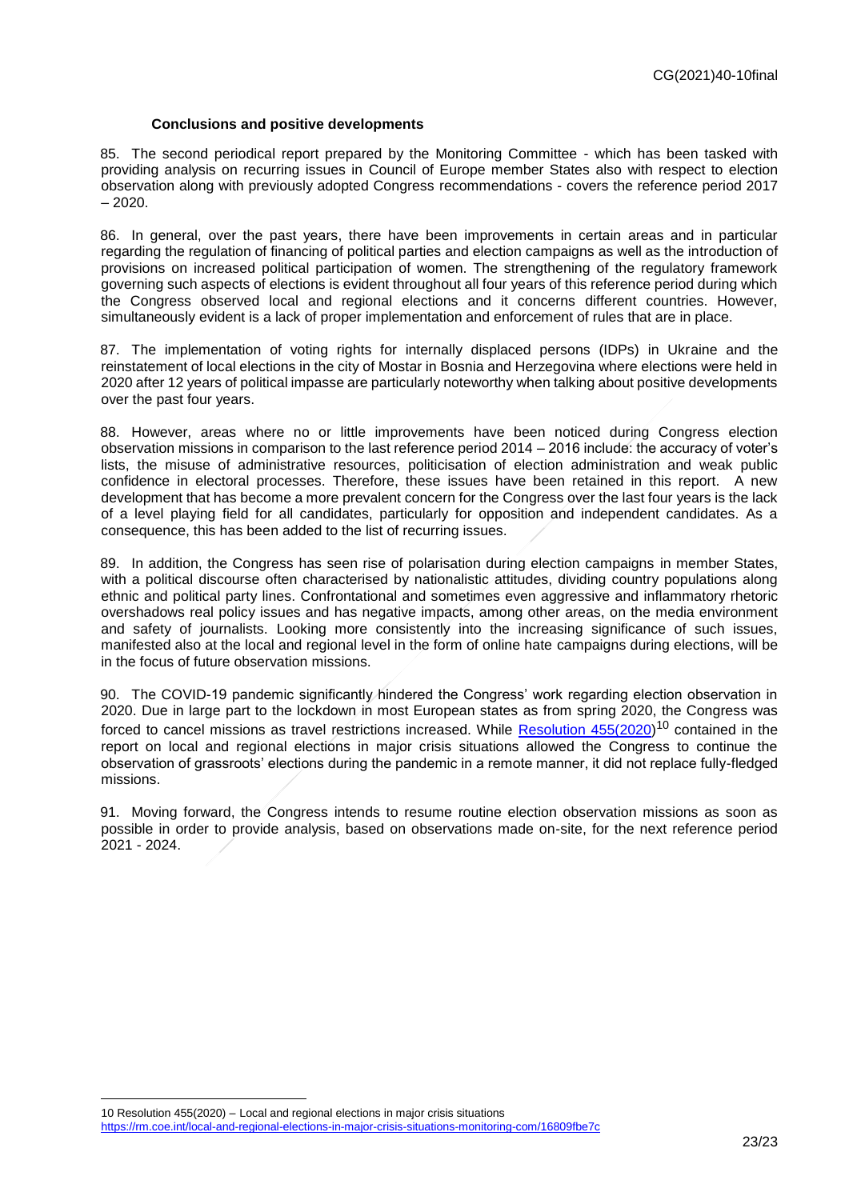### Conclusions and positive developments

85. The second periodical report prepared by the Monitoring Committee - which has been tasked with providing analysis on recurring issues in Council of Europe member States also with respect to election observation along with previously adopted Congress recommendations - covers the reference period 2017 – 2020.

86. In general, over the past years, there have been improvements in certain areas and in particular regarding the regulation of financing of political parties and election campaigns as well as the introduction of provisions on increased political participation of women. The strengthening of the regulatory framework governing such aspects of elections is evident throughout all four years of this reference period during which the Congress observed local and regional elections and it concerns different countries. However, simultaneously evident is a lack of proper implementation and enforcement of rules that are in place.

87. The implementation of voting rights for internally displaced persons (IDPs) in Ukraine and the reinstatement of local elections in the city of Mostar in Bosnia and Herzegovina where elections were held in 2020 after 12 years of political impasse are particularly noteworthy when talking about positive developments over the past four years.

88. However, areas where no or little improvements have been noticed during Congress election observation missions in comparison to the last reference period 2014 – 2016 include: the accuracy of voter's lists, the misuse of administrative resources, politicisation of election administration and weak public confidence in electoral processes. Therefore, these issues have been retained in this report. A new development that has become a more prevalent concern for the Congress over the last four years is the lack of a level playing field for all candidates, particularly for opposition and independent candidates. As a consequence, this has been added to the list of recurring issues.

89. In addition, the Congress has seen rise of polarisation during election campaigns in member States, with a political discourse often characterised by nationalistic attitudes, dividing country populations along ethnic and political party lines. Confrontational and sometimes even aggressive and inflammatory rhetoric overshadows real policy issues and has negative impacts, among other areas, on the media environment and safety of journalists. Looking more consistently into the increasing significance of such issues, manifested also at the local and regional level in the form of online hate campaigns during elections, will be in the focus of future observation missions.

90. The COVID-19 pandemic significantly hindered the Congress' work regarding election observation in 2020. Due in large part to the lockdown in most European states as from spring 2020, the Congress was forced to cancel missions as travel restrictions increased. While [Resolution 455(2020)](https://rm.coe.int/local-and-regional-elections-in-major-crisis-situations-monitoring-com/16809fbe7c)[10] contained in the report on local and regional elections in major crisis situations allowed the Congress to continue the observation of grassroots' elections during the pandemic in a remote manner, it did not replace fully-fledged missions.

91. Moving forward, the Congress intends to resume routine election observation missions as soon as possible in order to provide analysis, based on observations made on-site, for the next reference period 2021 - 2024.

---

10 Resolution 455(2020) – Local and regional elections in major crisis situations
https://rm.coe.int/local-and-regional-elections-in-major-crisis-situations-monitoring-com/16809fbe7c